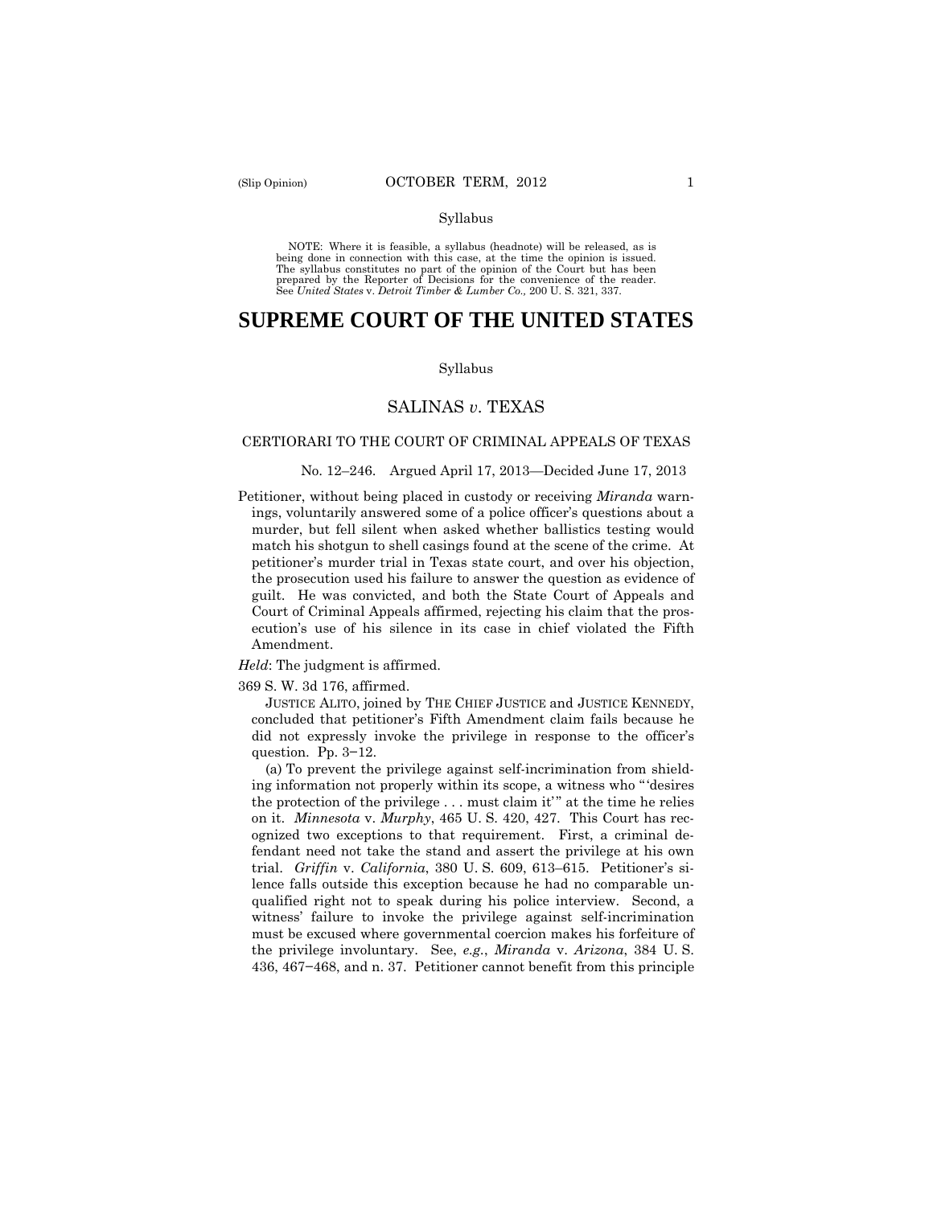(Slip Opinion) OCTOBER TERM, 2012

Syllabus

NOTE: Where it is feasible, a syllabus (headnote) will be released, as is being done in connection with this case, at the time the opinion is issued. The syllabus constitutes no part of the opinion of the Court but has been prepared by the Reporter of Decisions for the convenience of the reader. See *United States* v. *Detroit Timber & Lumber Co.,* 200 U. S. 321, 337.

# SUPREME COURT OF THE UNITED STATES

Syllabus

## SALINAS *v.* TEXAS

### CERTIORARI TO THE COURT OF CRIMINAL APPEALS OF TEXAS

No. 12–246. Argued April 17, 2013—Decided June 17, 2013

Petitioner, without being placed in custody or receiving *Miranda* warnings, voluntarily answered some of a police officer's questions about a murder, but fell silent when asked whether ballistics testing would match his shotgun to shell casings found at the scene of the crime. At petitioner's murder trial in Texas state court, and over his objection, the prosecution used his failure to answer the question as evidence of guilt. He was convicted, and both the State Court of Appeals and Court of Criminal Appeals affirmed, rejecting his claim that the prosecution's use of his silence in its case in chief violated the Fifth Amendment.

*Held*: The judgment is affirmed.

369 S. W. 3d 176, affirmed.

JUSTICE ALITO, joined by THE CHIEF JUSTICE and JUSTICE KENNEDY, concluded that petitioner's Fifth Amendment claim fails because he did not expressly invoke the privilege in response to the officer's question. Pp. 3–12.

(a) To prevent the privilege against self-incrimination from shielding information not properly within its scope, a witness who "'desires the protection of the privilege . . . must claim it'" at the time he relies on it. *Minnesota* v. *Murphy*, 465 U. S. 420, 427. This Court has recognized two exceptions to that requirement. First, a criminal defendant need not take the stand and assert the privilege at his own trial. *Griffin* v. *California*, 380 U. S. 609, 613–615. Petitioner's silence falls outside this exception because he had no comparable unqualified right not to speak during his police interview. Second, a witness' failure to invoke the privilege against self-incrimination must be excused where governmental coercion makes his forfeiture of the privilege involuntary. See, *e.g.*, *Miranda* v. *Arizona*, 384 U. S. 436, 467–468, and n. 37. Petitioner cannot benefit from this principle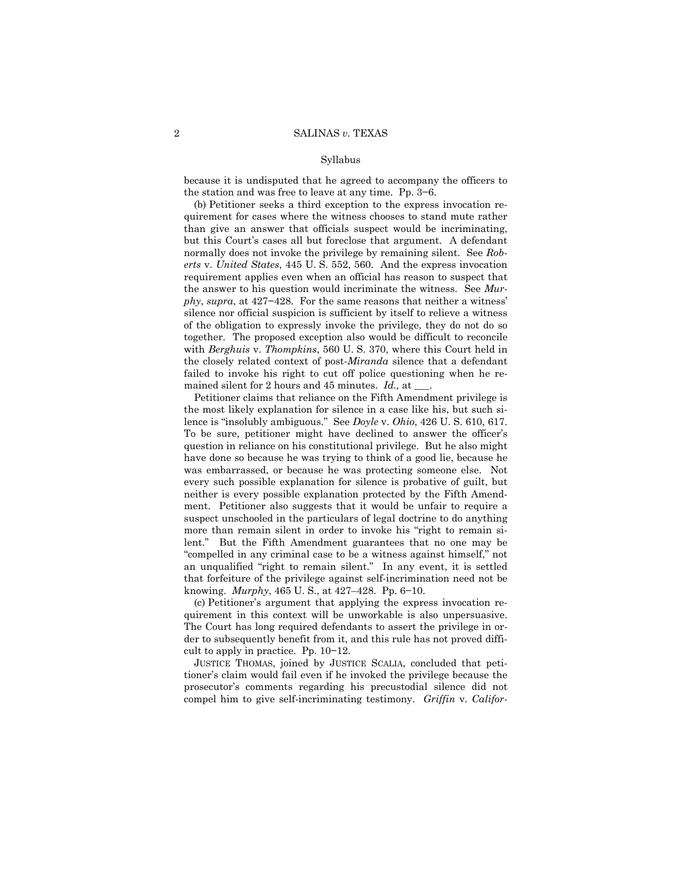because it is undisputed that he agreed to accompany the officers to the station and was free to leave at any time. Pp. 3–6.

(b) Petitioner seeks a third exception to the express invocation requirement for cases where the witness chooses to stand mute rather than give an answer that officials suspect would be incriminating, but this Court's cases all but foreclose that argument. A defendant normally does not invoke the privilege by remaining silent. See *Roberts* v. *United States*, 445 U. S. 552, 560. And the express invocation requirement applies even when an official has reason to suspect that the answer to his question would incriminate the witness. See *Murphy*, *supra*, at 427–428. For the same reasons that neither a witness' silence nor official suspicion is sufficient by itself to relieve a witness of the obligation to expressly invoke the privilege, they do not do so together. The proposed exception also would be difficult to reconcile with *Berghuis* v. *Thompkins*, 560 U. S. 370, where this Court held in the closely related context of post-*Miranda* silence that a defendant failed to invoke his right to cut off police questioning when he remained silent for 2 hours and 45 minutes. *Id.,* at ___.

Petitioner claims that reliance on the Fifth Amendment privilege is the most likely explanation for silence in a case like his, but such silence is "insolubly ambiguous." See *Doyle* v. *Ohio*, 426 U. S. 610, 617. To be sure, petitioner might have declined to answer the officer's question in reliance on his constitutional privilege. But he also might have done so because he was trying to think of a good lie, because he was embarrassed, or because he was protecting someone else. Not every such possible explanation for silence is probative of guilt, but neither is every possible explanation protected by the Fifth Amendment. Petitioner also suggests that it would be unfair to require a suspect unschooled in the particulars of legal doctrine to do anything more than remain silent in order to invoke his "right to remain silent." But the Fifth Amendment guarantees that no one may be "compelled in any criminal case to be a witness against himself," not an unqualified "right to remain silent." In any event, it is settled that forfeiture of the privilege against self-incrimination need not be knowing. *Murphy*, 465 U. S., at 427–428. Pp. 6–10.

(c) Petitioner's argument that applying the express invocation requirement in this context will be unworkable is also unpersuasive. The Court has long required defendants to assert the privilege in order to subsequently benefit from it, and this rule has not proved difficult to apply in practice. Pp. 10–12.

JUSTICE THOMAS, joined by JUSTICE SCALIA, concluded that petitioner's claim would fail even if he invoked the privilege because the prosecutor's comments regarding his precustodial silence did not compel him to give self-incriminating testimony. *Griffin* v. *Califor-*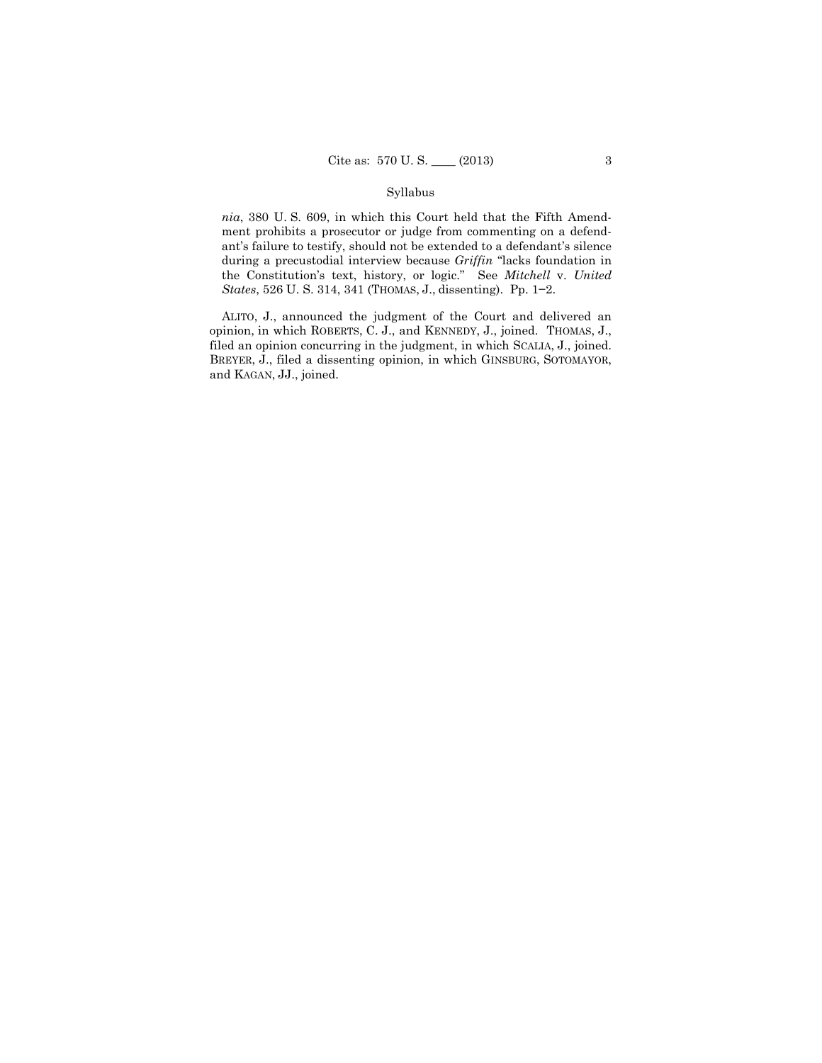*nia*, 380 U. S. 609, in which this Court held that the Fifth Amendment prohibits a prosecutor or judge from commenting on a defendant's failure to testify, should not be extended to a defendant's silence during a precustodial interview because *Griffin* "lacks foundation in the Constitution's text, history, or logic." See *Mitchell* v. *United States*, 526 U. S. 314, 341 (THOMAS, J., dissenting). Pp. 1–2.

ALITO, J., announced the judgment of the Court and delivered an opinion, in which ROBERTS, C. J., and KENNEDY, J., joined. THOMAS, J., filed an opinion concurring in the judgment, in which SCALIA, J., joined. BREYER, J., filed a dissenting opinion, in which GINSBURG, SOTOMAYOR, and KAGAN, JJ., joined.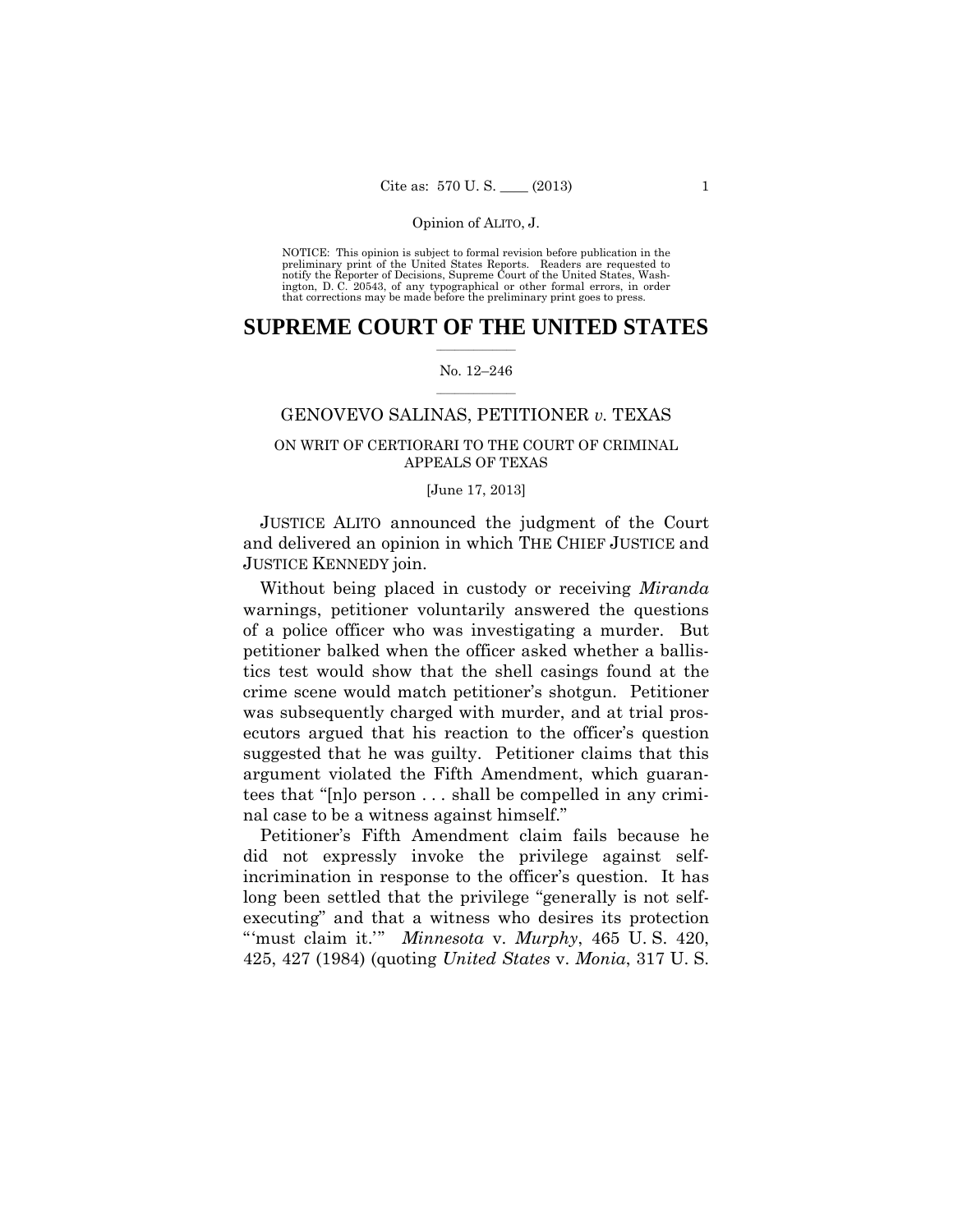NOTICE: This opinion is subject to formal revision before publication in the preliminary print of the United States Reports. Readers are requested to notify the Reporter of Decisions, Supreme Court of the United States, Washington, D. C. 20543, of any typographical or other formal errors, in order that corrections may be made before the preliminary print goes to press.

# SUPREME COURT OF THE UNITED STATES

No. 12–246

GENOVEVO SALINAS, PETITIONER *v.* TEXAS

ON WRIT OF CERTIORARI TO THE COURT OF CRIMINAL APPEALS OF TEXAS

[June 17, 2013]

JUSTICE ALITO announced the judgment of the Court and delivered an opinion in which THE CHIEF JUSTICE and JUSTICE KENNEDY join.

Without being placed in custody or receiving *Miranda* warnings, petitioner voluntarily answered the questions of a police officer who was investigating a murder. But petitioner balked when the officer asked whether a ballistics test would show that the shell casings found at the crime scene would match petitioner's shotgun. Petitioner was subsequently charged with murder, and at trial prosecutors argued that his reaction to the officer's question suggested that he was guilty. Petitioner claims that this argument violated the Fifth Amendment, which guarantees that "[n]o person . . . shall be compelled in any criminal case to be a witness against himself."

Petitioner's Fifth Amendment claim fails because he did not expressly invoke the privilege against self-incrimination in response to the officer's question. It has long been settled that the privilege "generally is not self-executing" and that a witness who desires its protection "'must claim it.'" *Minnesota* v. *Murphy*, 465 U. S. 420, 425, 427 (1984) (quoting *United States* v. *Monia*, 317 U. S.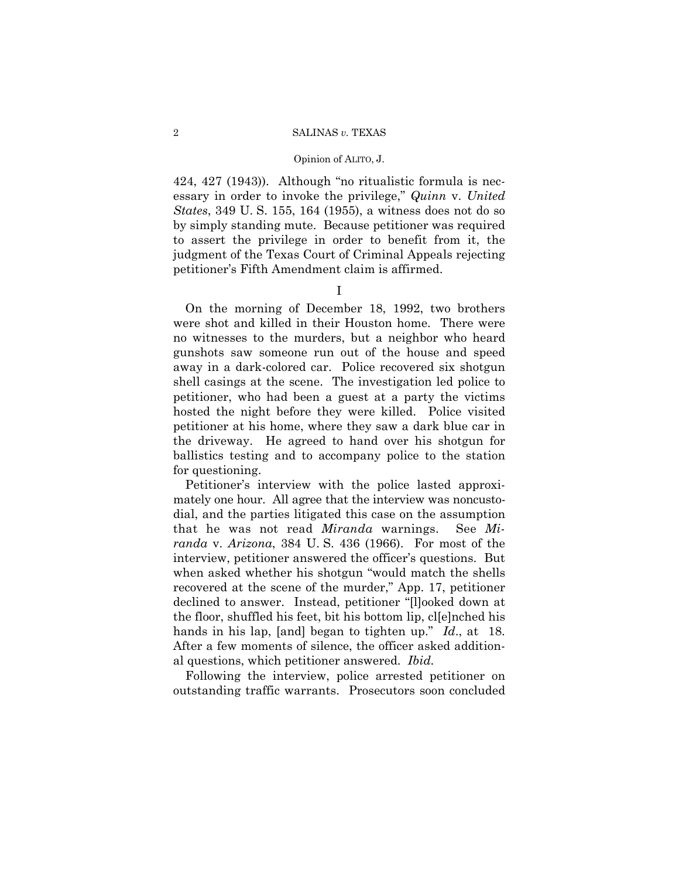424, 427 (1943)). Although "no ritualistic formula is necessary in order to invoke the privilege," *Quinn* v. *United States*, 349 U. S. 155, 164 (1955), a witness does not do so by simply standing mute. Because petitioner was required to assert the privilege in order to benefit from it, the judgment of the Texas Court of Criminal Appeals rejecting petitioner's Fifth Amendment claim is affirmed.

I

On the morning of December 18, 1992, two brothers were shot and killed in their Houston home. There were no witnesses to the murders, but a neighbor who heard gunshots saw someone run out of the house and speed away in a dark-colored car. Police recovered six shotgun shell casings at the scene. The investigation led police to petitioner, who had been a guest at a party the victims hosted the night before they were killed. Police visited petitioner at his home, where they saw a dark blue car in the driveway. He agreed to hand over his shotgun for ballistics testing and to accompany police to the station for questioning.

Petitioner's interview with the police lasted approximately one hour. All agree that the interview was noncustodial, and the parties litigated this case on the assumption that he was not read *Miranda* warnings. See *Miranda* v. *Arizona*, 384 U. S. 436 (1966). For most of the interview, petitioner answered the officer's questions. But when asked whether his shotgun "would match the shells recovered at the scene of the murder," App. 17, petitioner declined to answer. Instead, petitioner "[l]ooked down at the floor, shuffled his feet, bit his bottom lip, cl[e]nched his hands in his lap, [and] began to tighten up." *Id*., at 18. After a few moments of silence, the officer asked additional questions, which petitioner answered. *Ibid.*

Following the interview, police arrested petitioner on outstanding traffic warrants. Prosecutors soon concluded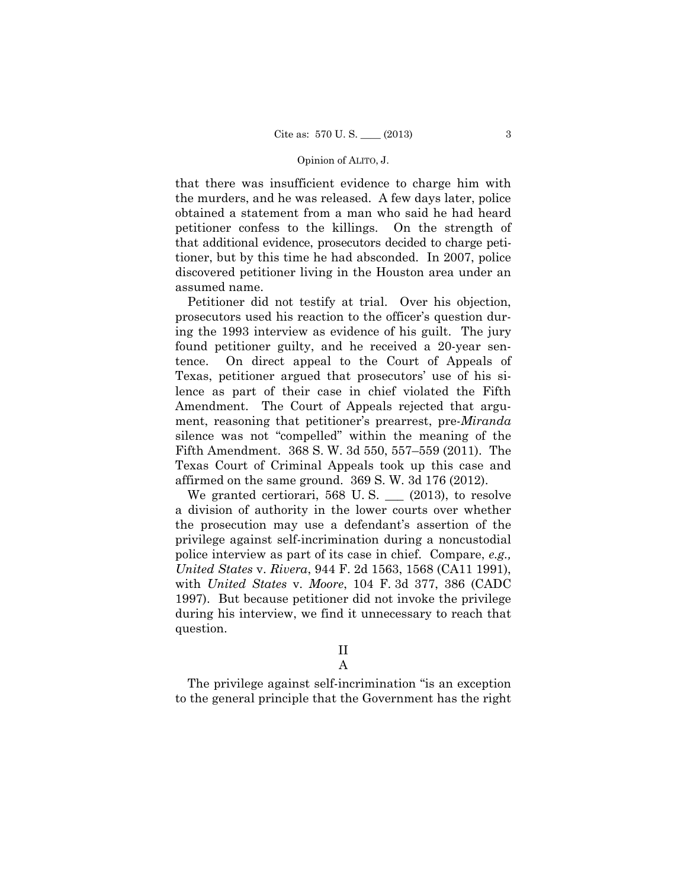that there was insufficient evidence to charge him with the murders, and he was released. A few days later, police obtained a statement from a man who said he had heard petitioner confess to the killings. On the strength of that additional evidence, prosecutors decided to charge petitioner, but by this time he had absconded. In 2007, police discovered petitioner living in the Houston area under an assumed name.

Petitioner did not testify at trial. Over his objection, prosecutors used his reaction to the officer's question during the 1993 interview as evidence of his guilt. The jury found petitioner guilty, and he received a 20-year sentence. On direct appeal to the Court of Appeals of Texas, petitioner argued that prosecutors' use of his silence as part of their case in chief violated the Fifth Amendment. The Court of Appeals rejected that argument, reasoning that petitioner's prearrest, pre-*Miranda* silence was not "compelled" within the meaning of the Fifth Amendment. 368 S. W. 3d 550, 557–559 (2011). The Texas Court of Criminal Appeals took up this case and affirmed on the same ground. 369 S. W. 3d 176 (2012).

We granted certiorari, 568 U. S. ___ (2013), to resolve a division of authority in the lower courts over whether the prosecution may use a defendant's assertion of the privilege against self-incrimination during a noncustodial police interview as part of its case in chief. Compare, *e.g., United States* v. *Rivera*, 944 F. 2d 1563, 1568 (CA11 1991), with *United States* v. *Moore*, 104 F. 3d 377, 386 (CADC 1997). But because petitioner did not invoke the privilege during his interview, we find it unnecessary to reach that question.

## II

### A

The privilege against self-incrimination "is an exception to the general principle that the Government has the right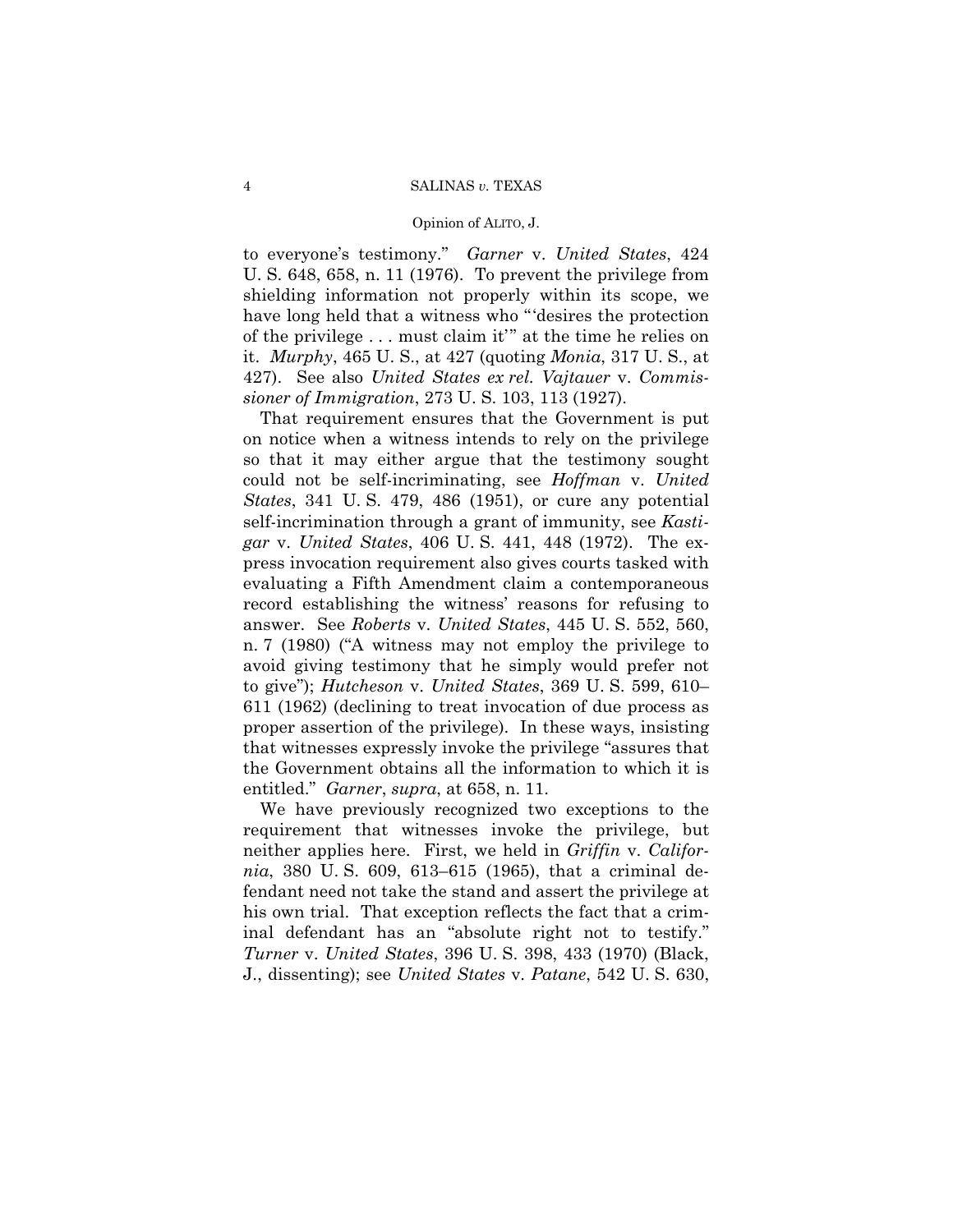to everyone's testimony." *Garner* v. *United States*, 424 U. S. 648, 658, n. 11 (1976). To prevent the privilege from shielding information not properly within its scope, we have long held that a witness who "'desires the protection of the privilege . . . must claim it'" at the time he relies on it. *Murphy*, 465 U. S., at 427 (quoting *Monia*, 317 U. S., at 427). See also *United States ex rel. Vajtauer* v. *Commissioner of Immigration*, 273 U. S. 103, 113 (1927).

That requirement ensures that the Government is put on notice when a witness intends to rely on the privilege so that it may either argue that the testimony sought could not be self-incriminating, see *Hoffman* v. *United States*, 341 U. S. 479, 486 (1951), or cure any potential self-incrimination through a grant of immunity, see *Kastigar* v. *United States*, 406 U. S. 441, 448 (1972). The express invocation requirement also gives courts tasked with evaluating a Fifth Amendment claim a contemporaneous record establishing the witness' reasons for refusing to answer. See *Roberts* v. *United States*, 445 U. S. 552, 560, n. 7 (1980) ("A witness may not employ the privilege to avoid giving testimony that he simply would prefer not to give"); *Hutcheson* v. *United States*, 369 U. S. 599, 610–611 (1962) (declining to treat invocation of due process as proper assertion of the privilege). In these ways, insisting that witnesses expressly invoke the privilege "assures that the Government obtains all the information to which it is entitled." *Garner*, *supra*, at 658, n. 11.

We have previously recognized two exceptions to the requirement that witnesses invoke the privilege, but neither applies here. First, we held in *Griffin* v. *California*, 380 U. S. 609, 613–615 (1965), that a criminal defendant need not take the stand and assert the privilege at his own trial. That exception reflects the fact that a criminal defendant has an "absolute right not to testify." *Turner* v. *United States*, 396 U. S. 398, 433 (1970) (Black, J., dissenting); see *United States* v. *Patane*, 542 U. S. 630,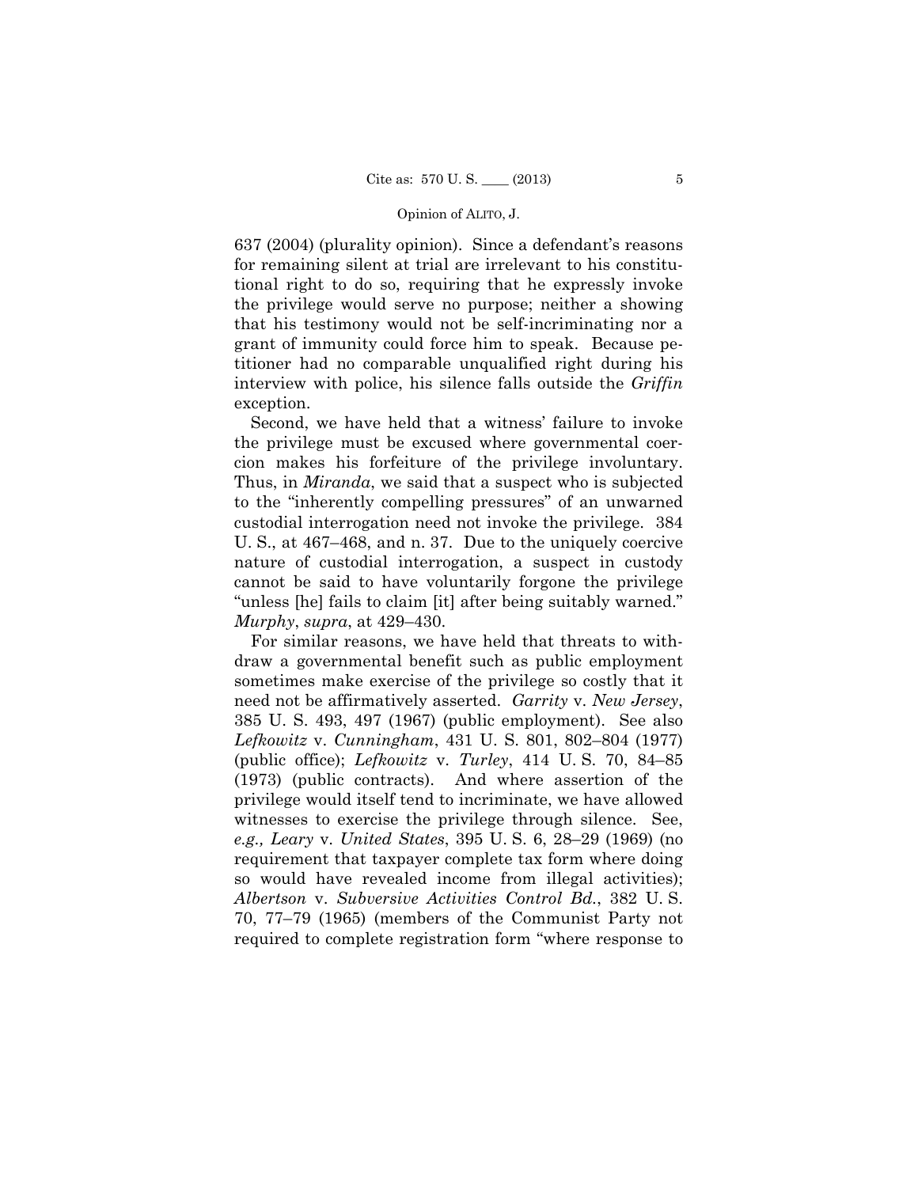637 (2004) (plurality opinion). Since a defendant's reasons for remaining silent at trial are irrelevant to his constitutional right to do so, requiring that he expressly invoke the privilege would serve no purpose; neither a showing that his testimony would not be self-incriminating nor a grant of immunity could force him to speak. Because petitioner had no comparable unqualified right during his interview with police, his silence falls outside the *Griffin* exception.

Second, we have held that a witness' failure to invoke the privilege must be excused where governmental coercion makes his forfeiture of the privilege involuntary. Thus, in *Miranda*, we said that a suspect who is subjected to the "inherently compelling pressures" of an unwarned custodial interrogation need not invoke the privilege. 384 U. S., at 467–468, and n. 37. Due to the uniquely coercive nature of custodial interrogation, a suspect in custody cannot be said to have voluntarily forgone the privilege "unless [he] fails to claim [it] after being suitably warned." *Murphy*, *supra*, at 429–430.

For similar reasons, we have held that threats to withdraw a governmental benefit such as public employment sometimes make exercise of the privilege so costly that it need not be affirmatively asserted. *Garrity* v. *New Jersey*, 385 U. S. 493, 497 (1967) (public employment). See also *Lefkowitz* v. *Cunningham*, 431 U. S. 801, 802–804 (1977) (public office); *Lefkowitz* v. *Turley*, 414 U. S. 70, 84–85 (1973) (public contracts). And where assertion of the privilege would itself tend to incriminate, we have allowed witnesses to exercise the privilege through silence. See, *e.g., Leary* v. *United States*, 395 U. S. 6, 28–29 (1969) (no requirement that taxpayer complete tax form where doing so would have revealed income from illegal activities); *Albertson* v. *Subversive Activities Control Bd.*, 382 U. S. 70, 77–79 (1965) (members of the Communist Party not required to complete registration form "where response to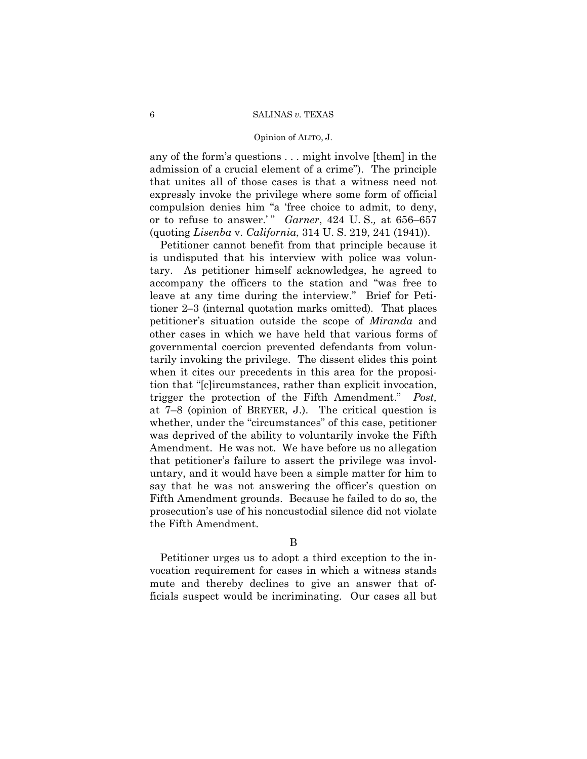any of the form's questions . . . might involve [them] in the admission of a crucial element of a crime"). The principle that unites all of those cases is that a witness need not expressly invoke the privilege where some form of official compulsion denies him "a 'free choice to admit, to deny, or to refuse to answer.'" *Garner*, 424 U. S., at 656–657 (quoting *Lisenba* v. *California*, 314 U. S. 219, 241 (1941)).

Petitioner cannot benefit from that principle because it is undisputed that his interview with police was voluntary. As petitioner himself acknowledges, he agreed to accompany the officers to the station and "was free to leave at any time during the interview." Brief for Petitioner 2–3 (internal quotation marks omitted). That places petitioner's situation outside the scope of *Miranda* and other cases in which we have held that various forms of governmental coercion prevented defendants from voluntarily invoking the privilege. The dissent elides this point when it cites our precedents in this area for the proposition that "[c]ircumstances, rather than explicit invocation, trigger the protection of the Fifth Amendment." *Post,* at 7–8 (opinion of BREYER, J.). The critical question is whether, under the "circumstances" of this case, petitioner was deprived of the ability to voluntarily invoke the Fifth Amendment. He was not. We have before us no allegation that petitioner's failure to assert the privilege was involuntary, and it would have been a simple matter for him to say that he was not answering the officer's question on Fifth Amendment grounds. Because he failed to do so, the prosecution's use of his noncustodial silence did not violate the Fifth Amendment.

## B

Petitioner urges us to adopt a third exception to the invocation requirement for cases in which a witness stands mute and thereby declines to give an answer that officials suspect would be incriminating. Our cases all but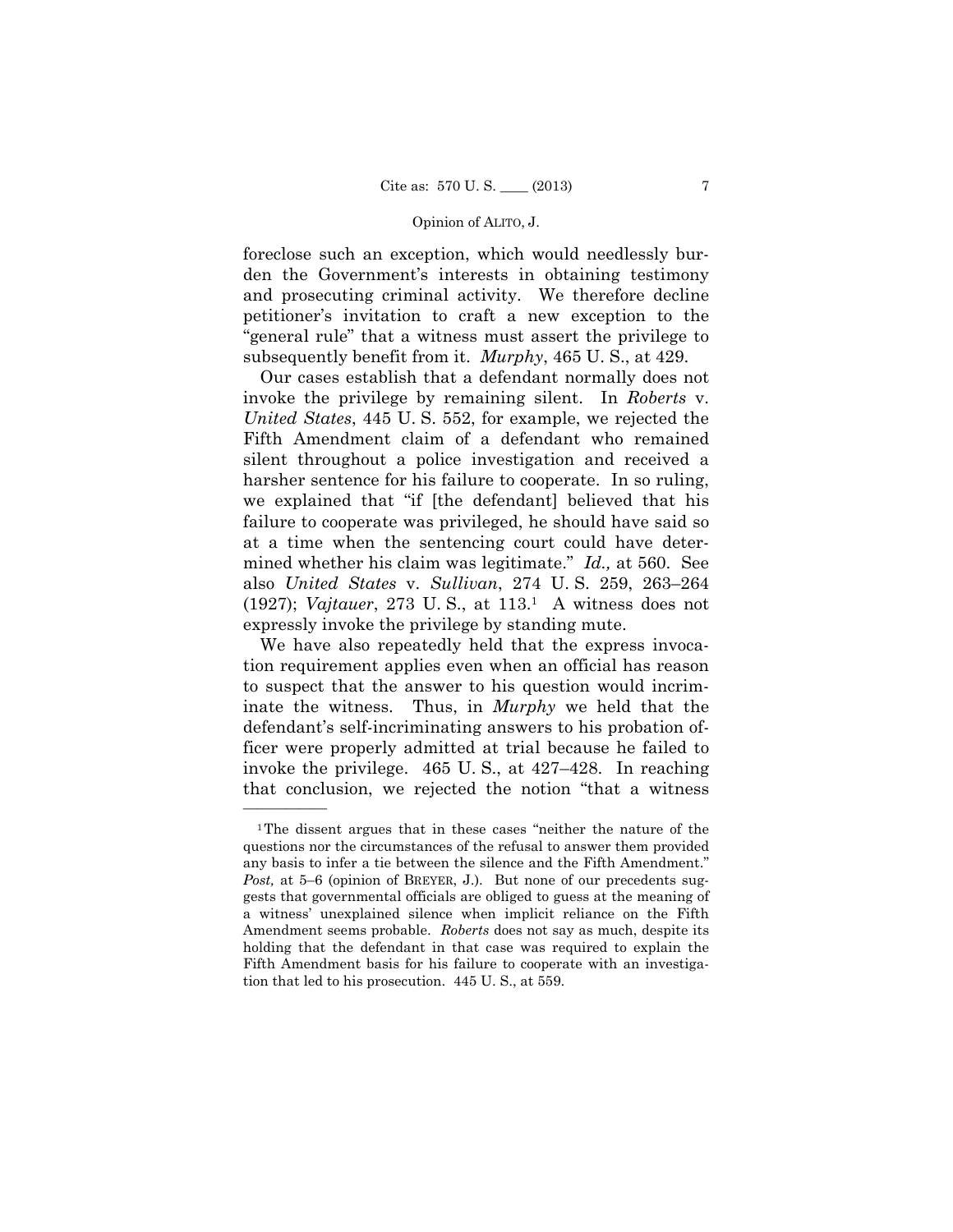foreclose such an exception, which would needlessly burden the Government's interests in obtaining testimony and prosecuting criminal activity. We therefore decline petitioner's invitation to craft a new exception to the "general rule" that a witness must assert the privilege to subsequently benefit from it. *Murphy*, 465 U. S., at 429.

Our cases establish that a defendant normally does not invoke the privilege by remaining silent. In *Roberts* v. *United States*, 445 U. S. 552, for example, we rejected the Fifth Amendment claim of a defendant who remained silent throughout a police investigation and received a harsher sentence for his failure to cooperate. In so ruling, we explained that "if [the defendant] believed that his failure to cooperate was privileged, he should have said so at a time when the sentencing court could have determined whether his claim was legitimate." *Id.,* at 560. See also *United States* v. *Sullivan*, 274 U. S. 259, 263–264 (1927); *Vajtauer*, 273 U. S., at 113.[1] A witness does not expressly invoke the privilege by standing mute.

We have also repeatedly held that the express invocation requirement applies even when an official has reason to suspect that the answer to his question would incriminate the witness. Thus, in *Murphy* we held that the defendant's self-incriminating answers to his probation officer were properly admitted at trial because he failed to invoke the privilege. 465 U. S., at 427–428. In reaching that conclusion, we rejected the notion "that a witness

---

[1] The dissent argues that in these cases "neither the nature of the questions nor the circumstances of the refusal to answer them provided any basis to infer a tie between the silence and the Fifth Amendment." *Post,* at 5–6 (opinion of BREYER, J.). But none of our precedents suggests that governmental officials are obliged to guess at the meaning of a witness' unexplained silence when implicit reliance on the Fifth Amendment seems probable. *Roberts* does not say as much, despite its holding that the defendant in that case was required to explain the Fifth Amendment basis for his failure to cooperate with an investigation that led to his prosecution. 445 U. S., at 559.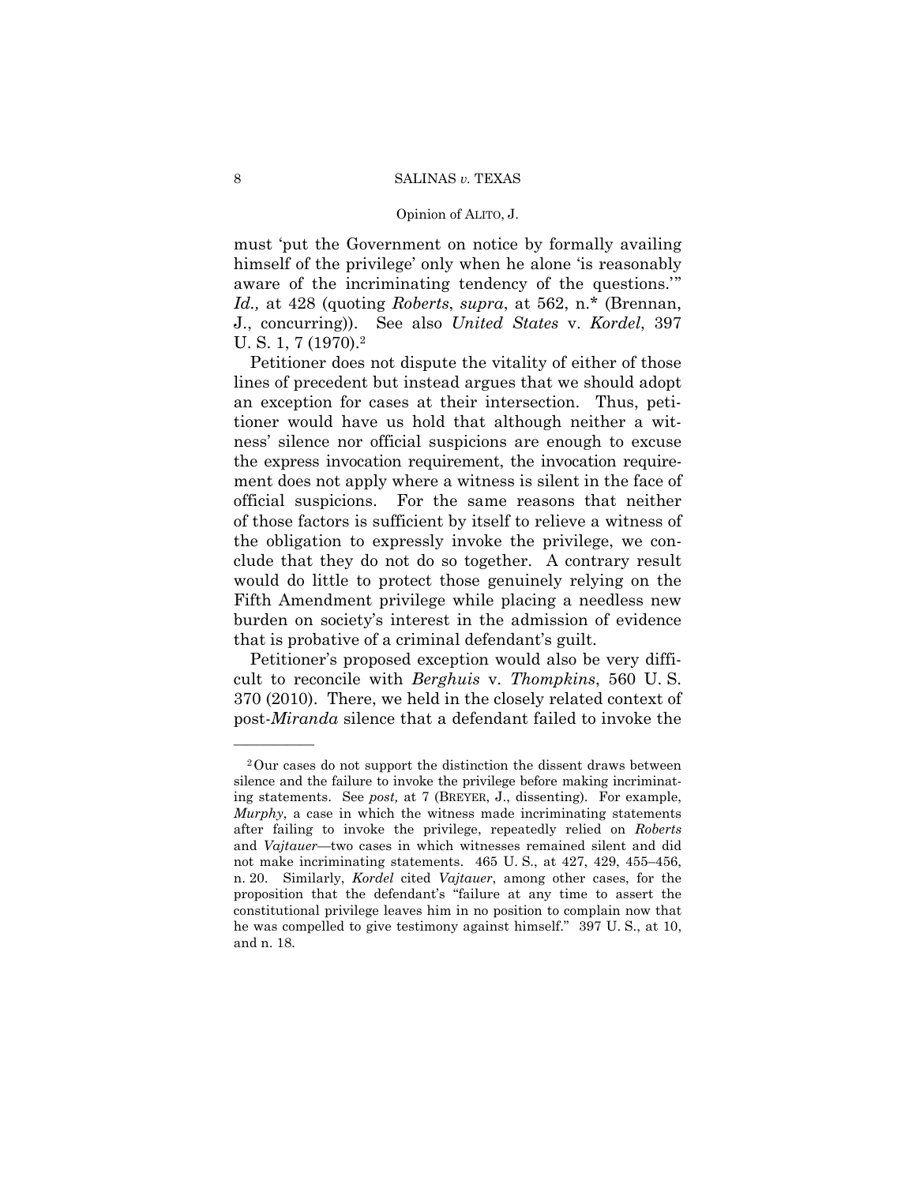must 'put the Government on notice by formally availing himself of the privilege' only when he alone 'is reasonably aware of the incriminating tendency of the questions.'" *Id.,* at 428 (quoting *Roberts*, *supra*, at 562, n.* (Brennan, J., concurring)). See also *United States* v. *Kordel*, 397 U. S. 1, 7 (1970).[2]

Petitioner does not dispute the vitality of either of those lines of precedent but instead argues that we should adopt an exception for cases at their intersection. Thus, petitioner would have us hold that although neither a witness' silence nor official suspicions are enough to excuse the express invocation requirement, the invocation requirement does not apply where a witness is silent in the face of official suspicions. For the same reasons that neither of those factors is sufficient by itself to relieve a witness of the obligation to expressly invoke the privilege, we conclude that they do not do so together. A contrary result would do little to protect those genuinely relying on the Fifth Amendment privilege while placing a needless new burden on society's interest in the admission of evidence that is probative of a criminal defendant's guilt.

Petitioner's proposed exception would also be very difficult to reconcile with *Berghuis* v. *Thompkins*, 560 U. S. 370 (2010). There, we held in the closely related context of post-*Miranda* silence that a defendant failed to invoke the

---

[2] Our cases do not support the distinction the dissent draws between silence and the failure to invoke the privilege before making incriminating statements. See *post,* at 7 (BREYER, J., dissenting). For example, *Murphy*, a case in which the witness made incriminating statements after failing to invoke the privilege, repeatedly relied on *Roberts* and *Vajtauer*—two cases in which witnesses remained silent and did not make incriminating statements. 465 U. S., at 427, 429, 455–456, n. 20. Similarly, *Kordel* cited *Vajtauer*, among other cases, for the proposition that the defendant's "failure at any time to assert the constitutional privilege leaves him in no position to complain now that he was compelled to give testimony against himself." 397 U. S., at 10, and n. 18.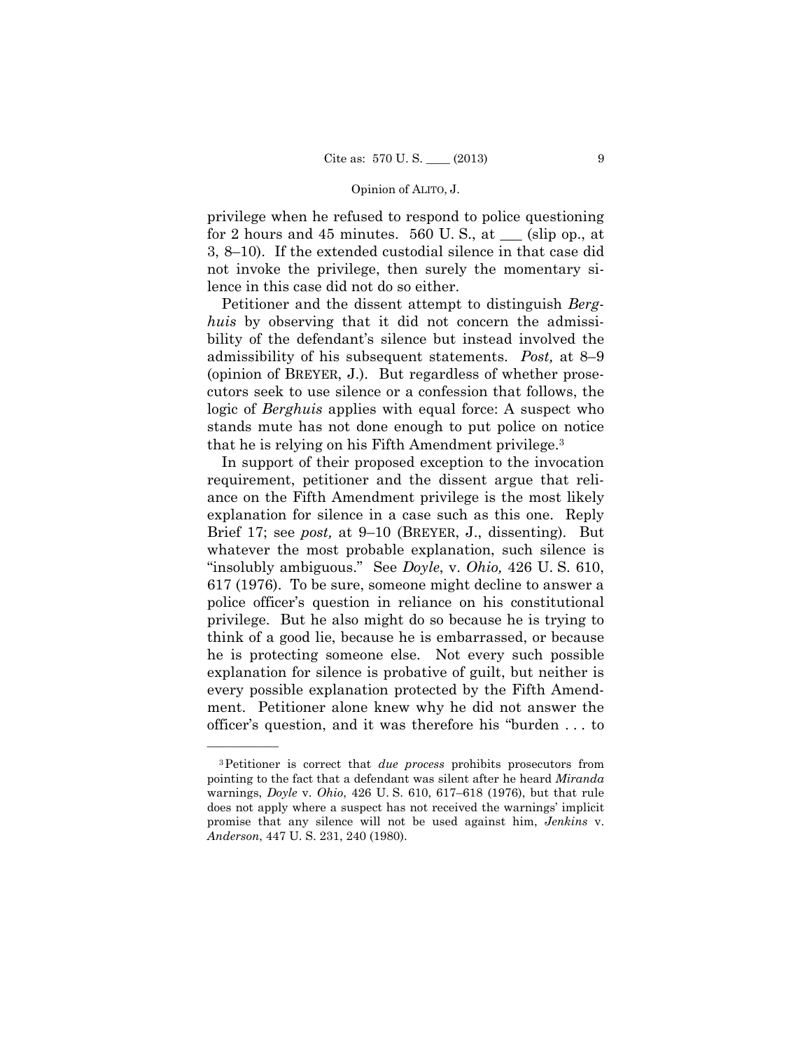privilege when he refused to respond to police questioning for 2 hours and 45 minutes. 560 U. S., at ___ (slip op., at 3, 8–10). If the extended custodial silence in that case did not invoke the privilege, then surely the momentary silence in this case did not do so either.

Petitioner and the dissent attempt to distinguish *Berghuis* by observing that it did not concern the admissibility of the defendant's silence but instead involved the admissibility of his subsequent statements. *Post,* at 8–9 (opinion of BREYER, J.). But regardless of whether prosecutors seek to use silence or a confession that follows, the logic of *Berghuis* applies with equal force: A suspect who stands mute has not done enough to put police on notice that he is relying on his Fifth Amendment privilege.[3]

In support of their proposed exception to the invocation requirement, petitioner and the dissent argue that reliance on the Fifth Amendment privilege is the most likely explanation for silence in a case such as this one. Reply Brief 17; see *post,* at 9–10 (BREYER, J., dissenting). But whatever the most probable explanation, such silence is "insolubly ambiguous." See *Doyle*, v. *Ohio,* 426 U. S. 610, 617 (1976). To be sure, someone might decline to answer a police officer's question in reliance on his constitutional privilege. But he also might do so because he is trying to think of a good lie, because he is embarrassed, or because he is protecting someone else. Not every such possible explanation for silence is probative of guilt, but neither is every possible explanation protected by the Fifth Amendment. Petitioner alone knew why he did not answer the officer's question, and it was therefore his "burden . . . to

———————

[3] Petitioner is correct that *due process* prohibits prosecutors from pointing to the fact that a defendant was silent after he heard *Miranda* warnings, *Doyle* v. *Ohio*, 426 U. S. 610, 617–618 (1976), but that rule does not apply where a suspect has not received the warnings' implicit promise that any silence will not be used against him, *Jenkins* v. *Anderson*, 447 U. S. 231, 240 (1980).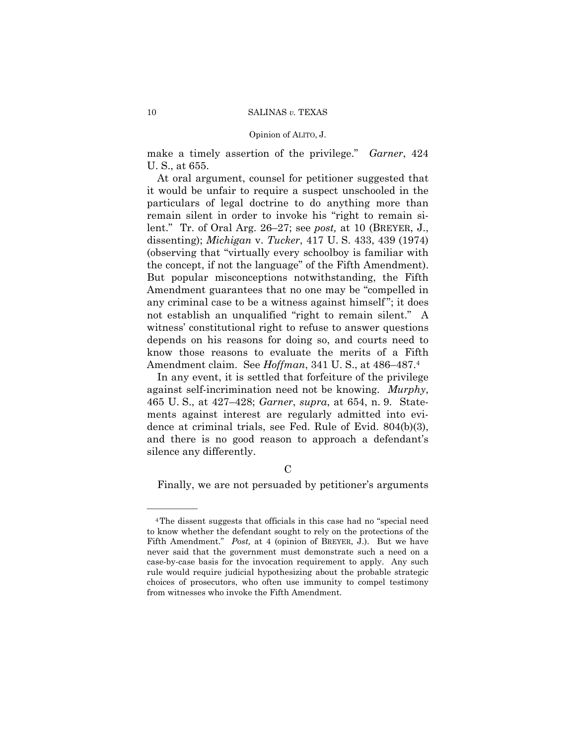make a timely assertion of the privilege." *Garner*, 424 U. S., at 655.

At oral argument, counsel for petitioner suggested that it would be unfair to require a suspect unschooled in the particulars of legal doctrine to do anything more than remain silent in order to invoke his "right to remain silent." Tr. of Oral Arg. 26–27; see *post,* at 10 (BREYER, J., dissenting); *Michigan* v. *Tucker*, 417 U. S. 433, 439 (1974) (observing that "virtually every schoolboy is familiar with the concept, if not the language" of the Fifth Amendment). But popular misconceptions notwithstanding, the Fifth Amendment guarantees that no one may be "compelled in any criminal case to be a witness against himself"; it does not establish an unqualified "right to remain silent." A witness' constitutional right to refuse to answer questions depends on his reasons for doing so, and courts need to know those reasons to evaluate the merits of a Fifth Amendment claim. See *Hoffman*, 341 U. S., at 486–487.[4]

In any event, it is settled that forfeiture of the privilege against self-incrimination need not be knowing. *Murphy*, 465 U. S., at 427–428; *Garner*, *supra*, at 654, n. 9. Statements against interest are regularly admitted into evidence at criminal trials, see Fed. Rule of Evid. 804(b)(3), and there is no good reason to approach a defendant's silence any differently.

### C

Finally, we are not persuaded by petitioner's arguments

---

[4] The dissent suggests that officials in this case had no "special need to know whether the defendant sought to rely on the protections of the Fifth Amendment." *Post,* at 4 (opinion of BREYER, J.). But we have never said that the government must demonstrate such a need on a case-by-case basis for the invocation requirement to apply. Any such rule would require judicial hypothesizing about the probable strategic choices of prosecutors, who often use immunity to compel testimony from witnesses who invoke the Fifth Amendment.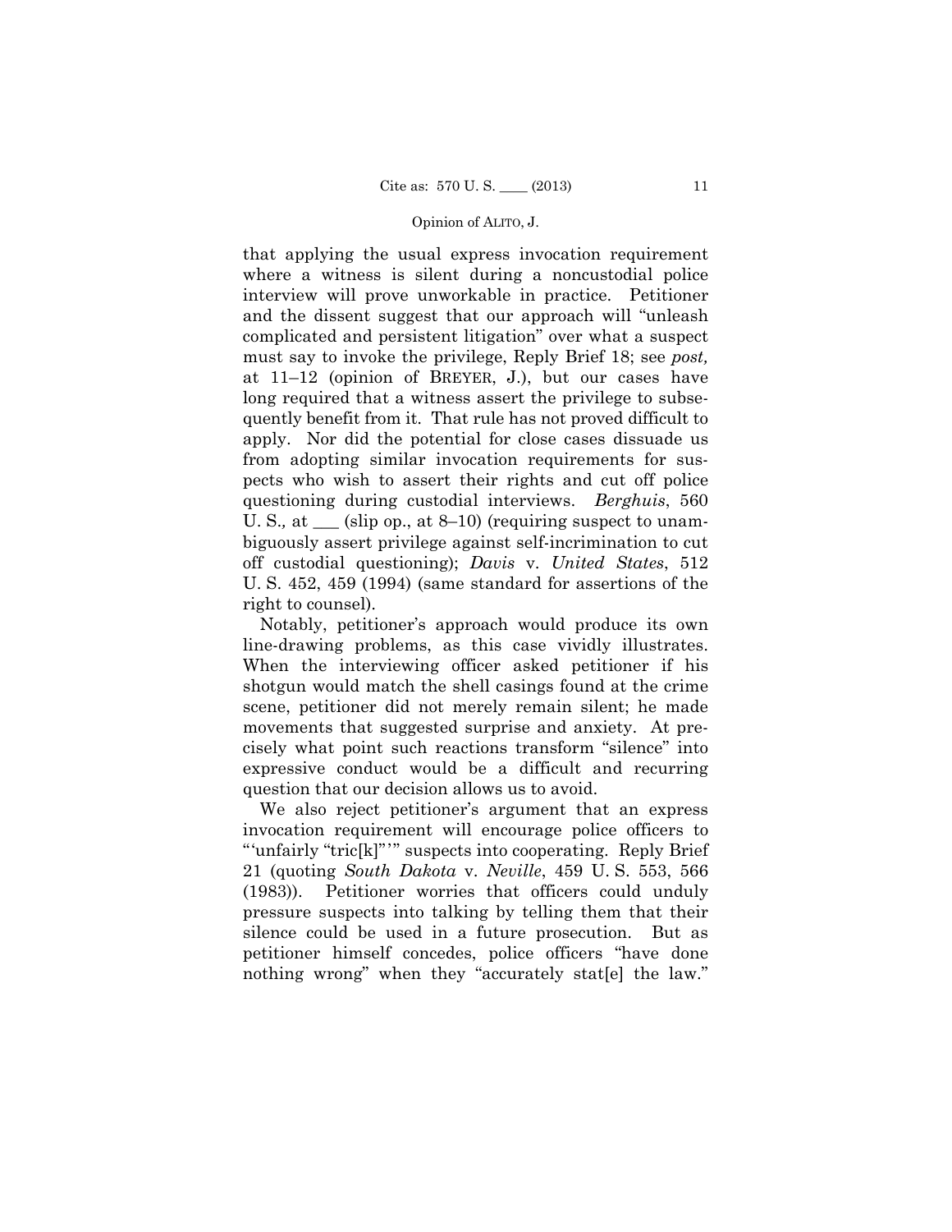that applying the usual express invocation requirement where a witness is silent during a noncustodial police interview will prove unworkable in practice. Petitioner and the dissent suggest that our approach will "unleash complicated and persistent litigation" over what a suspect must say to invoke the privilege, Reply Brief 18; see *post,* at 11–12 (opinion of BREYER, J.), but our cases have long required that a witness assert the privilege to subsequently benefit from it. That rule has not proved difficult to apply. Nor did the potential for close cases dissuade us from adopting similar invocation requirements for suspects who wish to assert their rights and cut off police questioning during custodial interviews. *Berghuis*, 560 U. S.*,* at ___ (slip op., at 8–10) (requiring suspect to unambiguously assert privilege against self-incrimination to cut off custodial questioning); *Davis* v. *United States*, 512 U. S. 452, 459 (1994) (same standard for assertions of the right to counsel).

Notably, petitioner's approach would produce its own line-drawing problems, as this case vividly illustrates. When the interviewing officer asked petitioner if his shotgun would match the shell casings found at the crime scene, petitioner did not merely remain silent; he made movements that suggested surprise and anxiety. At precisely what point such reactions transform "silence" into expressive conduct would be a difficult and recurring question that our decision allows us to avoid.

We also reject petitioner's argument that an express invocation requirement will encourage police officers to "'unfairly "tric[k]"'" suspects into cooperating. Reply Brief 21 (quoting *South Dakota* v. *Neville*, 459 U. S. 553, 566 (1983)). Petitioner worries that officers could unduly pressure suspects into talking by telling them that their silence could be used in a future prosecution. But as petitioner himself concedes, police officers "have done nothing wrong" when they "accurately stat[e] the law."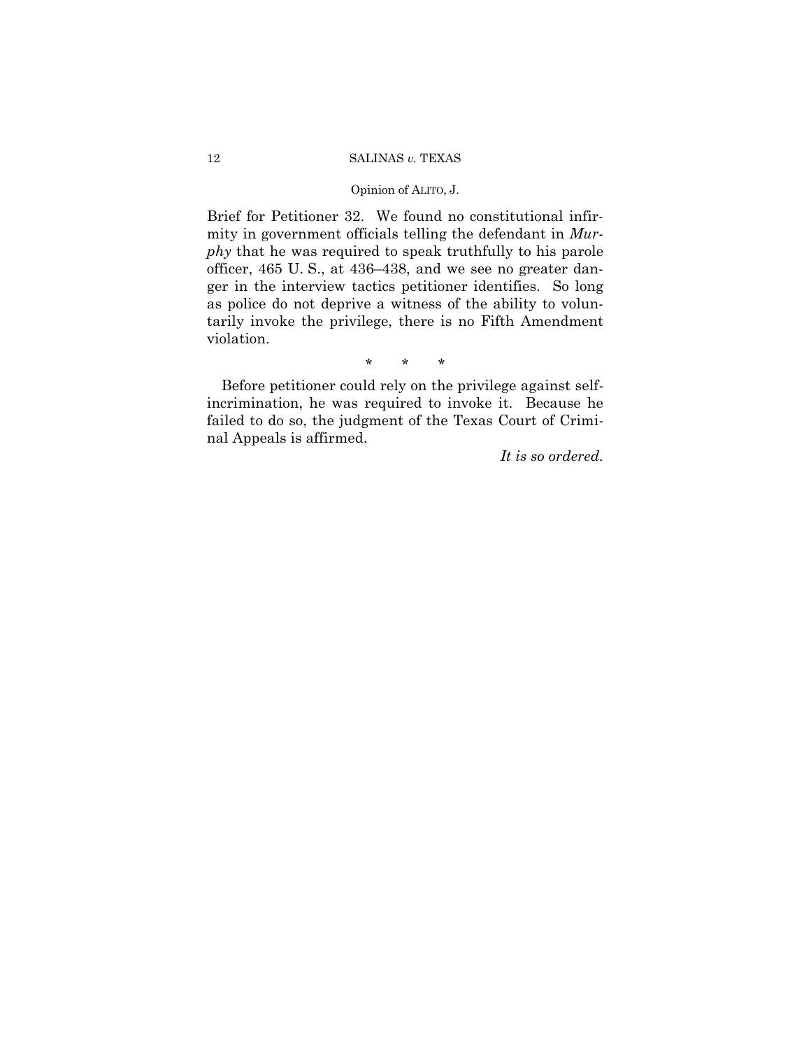Brief for Petitioner 32. We found no constitutional infirmity in government officials telling the defendant in *Murphy* that he was required to speak truthfully to his parole officer, 465 U. S., at 436–438, and we see no greater danger in the interview tactics petitioner identifies. So long as police do not deprive a witness of the ability to voluntarily invoke the privilege, there is no Fifth Amendment violation.

\* \* \*

Before petitioner could rely on the privilege against self-incrimination, he was required to invoke it. Because he failed to do so, the judgment of the Texas Court of Criminal Appeals is affirmed.

*It is so ordered.*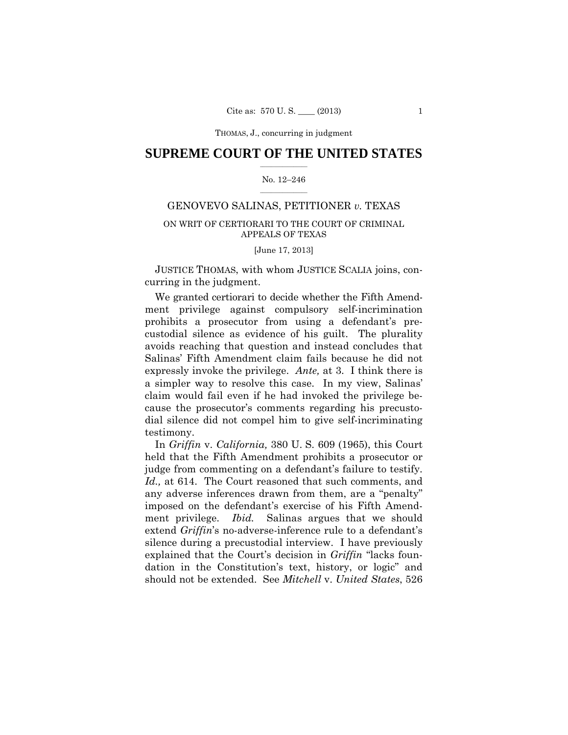THOMAS, J., concurring in judgment

# SUPREME COURT OF THE UNITED STATES

No. 12–246

GENOVEVO SALINAS, PETITIONER *v.* TEXAS

ON WRIT OF CERTIORARI TO THE COURT OF CRIMINAL APPEALS OF TEXAS

[June 17, 2013]

JUSTICE THOMAS, with whom JUSTICE SCALIA joins, concurring in the judgment.

We granted certiorari to decide whether the Fifth Amendment privilege against compulsory self-incrimination prohibits a prosecutor from using a defendant's precustodial silence as evidence of his guilt. The plurality avoids reaching that question and instead concludes that Salinas' Fifth Amendment claim fails because he did not expressly invoke the privilege. *Ante,* at 3. I think there is a simpler way to resolve this case. In my view, Salinas' claim would fail even if he had invoked the privilege because the prosecutor's comments regarding his precustodial silence did not compel him to give self-incriminating testimony.

In *Griffin* v. *California,* 380 U. S. 609 (1965), this Court held that the Fifth Amendment prohibits a prosecutor or judge from commenting on a defendant's failure to testify. *Id.,* at 614. The Court reasoned that such comments, and any adverse inferences drawn from them, are a "penalty" imposed on the defendant's exercise of his Fifth Amendment privilege. *Ibid.* Salinas argues that we should extend *Griffin*'s no-adverse-inference rule to a defendant's silence during a precustodial interview. I have previously explained that the Court's decision in *Griffin* "lacks foundation in the Constitution's text, history, or logic" and should not be extended. See *Mitchell* v. *United States*, 526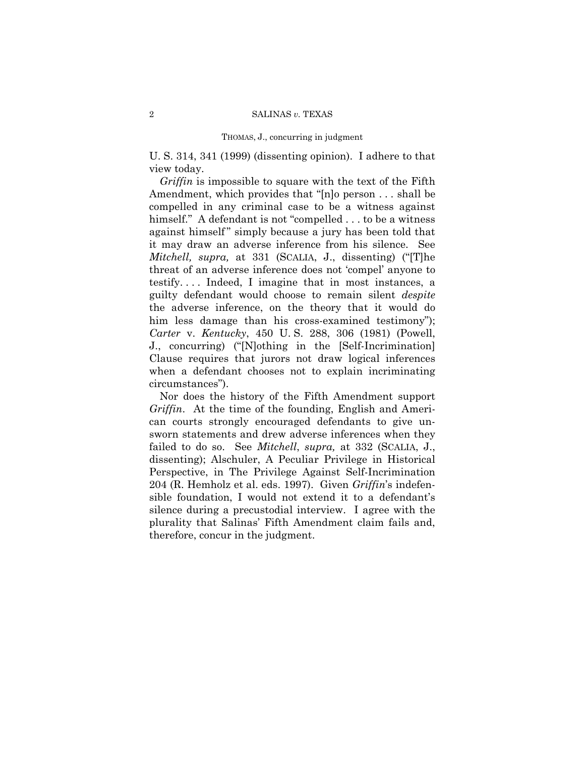U. S. 314, 341 (1999) (dissenting opinion). I adhere to that view today.

*Griffin* is impossible to square with the text of the Fifth Amendment, which provides that "[n]o person . . . shall be compelled in any criminal case to be a witness against himself." A defendant is not "compelled . . . to be a witness against himself" simply because a jury has been told that it may draw an adverse inference from his silence. See *Mitchell, supra,* at 331 (SCALIA, J., dissenting) ("[T]he threat of an adverse inference does not 'compel' anyone to testify. . . . Indeed, I imagine that in most instances, a guilty defendant would choose to remain silent *despite* the adverse inference, on the theory that it would do him less damage than his cross-examined testimony"); *Carter* v. *Kentucky*, 450 U. S. 288, 306 (1981) (Powell, J., concurring) ("[N]othing in the [Self-Incrimination] Clause requires that jurors not draw logical inferences when a defendant chooses not to explain incriminating circumstances").

Nor does the history of the Fifth Amendment support *Griffin*. At the time of the founding, English and American courts strongly encouraged defendants to give unsworn statements and drew adverse inferences when they failed to do so. See *Mitchell*, *supra,* at 332 (SCALIA, J., dissenting); Alschuler, A Peculiar Privilege in Historical Perspective, in The Privilege Against Self-Incrimination 204 (R. Hemholz et al. eds. 1997). Given *Griffin*'s indefensible foundation, I would not extend it to a defendant's silence during a precustodial interview. I agree with the plurality that Salinas' Fifth Amendment claim fails and, therefore, concur in the judgment.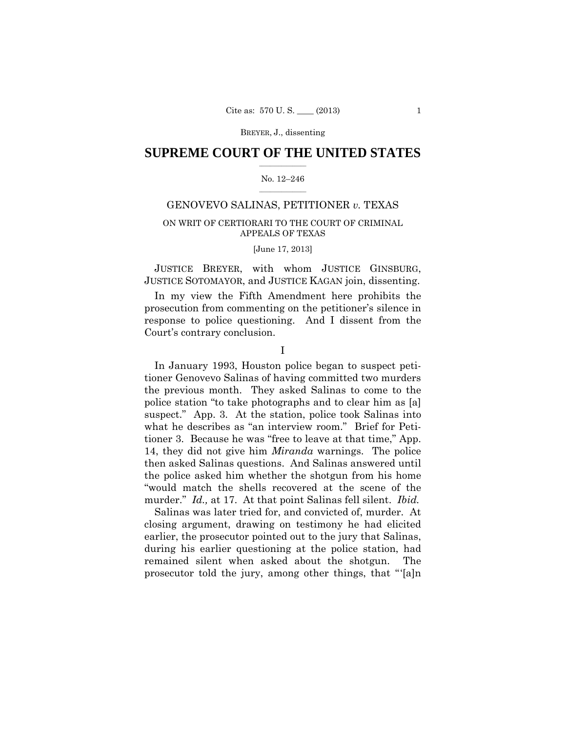SUPREME COURT OF THE UNITED STATES

No. 12–246

GENOVEVO SALINAS, PETITIONER *v.* TEXAS

ON WRIT OF CERTIORARI TO THE COURT OF CRIMINAL APPEALS OF TEXAS

[June 17, 2013]

JUSTICE BREYER, with whom JUSTICE GINSBURG, JUSTICE SOTOMAYOR, and JUSTICE KAGAN join, dissenting.

In my view the Fifth Amendment here prohibits the prosecution from commenting on the petitioner's silence in response to police questioning. And I dissent from the Court's contrary conclusion.

I

In January 1993, Houston police began to suspect petitioner Genovevo Salinas of having committed two murders the previous month. They asked Salinas to come to the police station "to take photographs and to clear him as [a] suspect." App. 3. At the station, police took Salinas into what he describes as "an interview room." Brief for Petitioner 3. Because he was "free to leave at that time," App. 14, they did not give him *Miranda* warnings. The police then asked Salinas questions. And Salinas answered until the police asked him whether the shotgun from his home "would match the shells recovered at the scene of the murder." *Id.,* at 17. At that point Salinas fell silent. *Ibid.*

Salinas was later tried for, and convicted of, murder. At closing argument, drawing on testimony he had elicited earlier, the prosecutor pointed out to the jury that Salinas, during his earlier questioning at the police station, had remained silent when asked about the shotgun. The prosecutor told the jury, among other things, that "'[a]n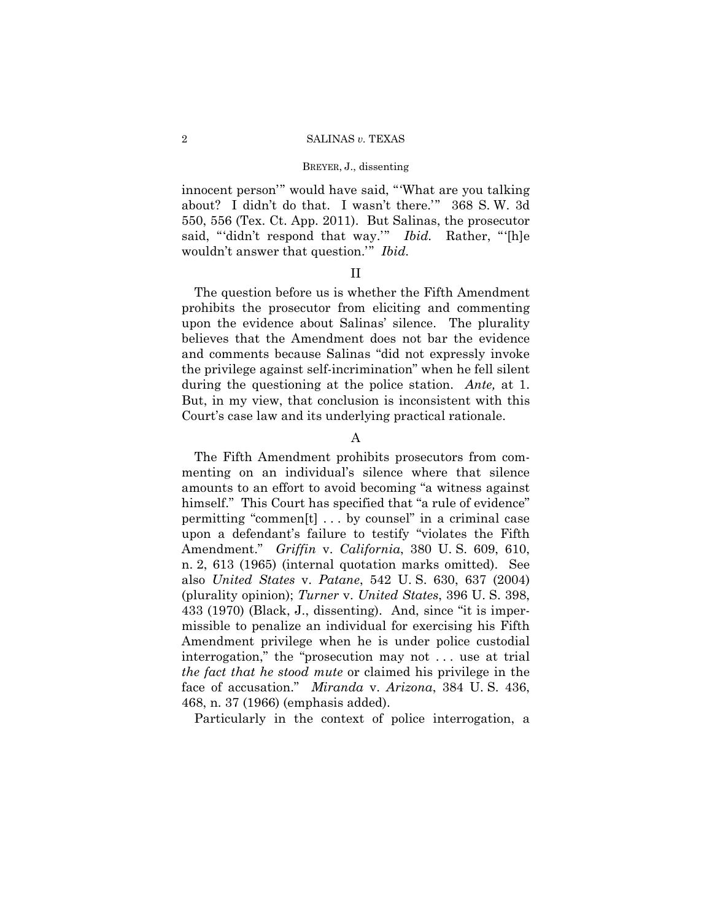innocent person'" would have said, "'What are you talking about? I didn't do that. I wasn't there.'" 368 S. W. 3d 550, 556 (Tex. Ct. App. 2011). But Salinas, the prosecutor said, "'didn't respond that way.'" *Ibid.* Rather, "'[h]e wouldn't answer that question.'" *Ibid.*

## II

The question before us is whether the Fifth Amendment prohibits the prosecutor from eliciting and commenting upon the evidence about Salinas' silence. The plurality believes that the Amendment does not bar the evidence and comments because Salinas "did not expressly invoke the privilege against self-incrimination" when he fell silent during the questioning at the police station. *Ante,* at 1. But, in my view, that conclusion is inconsistent with this Court's case law and its underlying practical rationale.

### A

The Fifth Amendment prohibits prosecutors from commenting on an individual's silence where that silence amounts to an effort to avoid becoming "a witness against himself." This Court has specified that "a rule of evidence" permitting "commen[t] . . . by counsel" in a criminal case upon a defendant's failure to testify "violates the Fifth Amendment." *Griffin* v. *California*, 380 U. S. 609, 610, n. 2, 613 (1965) (internal quotation marks omitted). See also *United States* v. *Patane*, 542 U. S. 630, 637 (2004) (plurality opinion); *Turner* v. *United States*, 396 U. S. 398, 433 (1970) (Black, J., dissenting). And, since "it is impermissible to penalize an individual for exercising his Fifth Amendment privilege when he is under police custodial interrogation," the "prosecution may not . . . use at trial *the fact that he stood mute* or claimed his privilege in the face of accusation." *Miranda* v. *Arizona*, 384 U. S. 436, 468, n. 37 (1966) (emphasis added).

Particularly in the context of police interrogation, a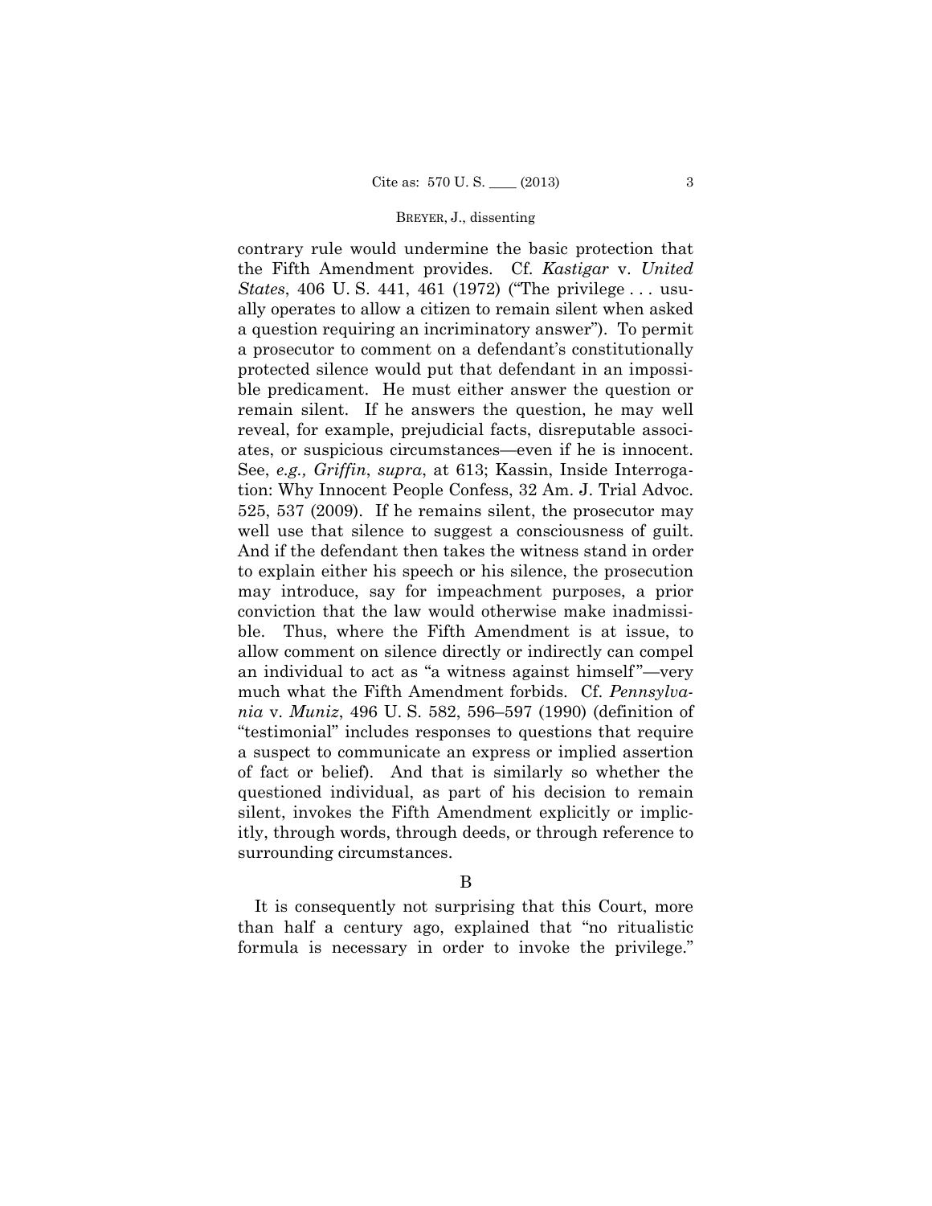contrary rule would undermine the basic protection that the Fifth Amendment provides. Cf. *Kastigar* v. *United States*, 406 U. S. 441, 461 (1972) ("The privilege . . . usually operates to allow a citizen to remain silent when asked a question requiring an incriminatory answer"). To permit a prosecutor to comment on a defendant's constitutionally protected silence would put that defendant in an impossible predicament. He must either answer the question or remain silent. If he answers the question, he may well reveal, for example, prejudicial facts, disreputable associates, or suspicious circumstances—even if he is innocent. See, *e.g., Griffin*, *supra*, at 613; Kassin, Inside Interrogation: Why Innocent People Confess, 32 Am. J. Trial Advoc. 525, 537 (2009). If he remains silent, the prosecutor may well use that silence to suggest a consciousness of guilt. And if the defendant then takes the witness stand in order to explain either his speech or his silence, the prosecution may introduce, say for impeachment purposes, a prior conviction that the law would otherwise make inadmissible. Thus, where the Fifth Amendment is at issue, to allow comment on silence directly or indirectly can compel an individual to act as "a witness against himself"—very much what the Fifth Amendment forbids. Cf. *Pennsylvania* v. *Muniz*, 496 U. S. 582, 596–597 (1990) (definition of "testimonial" includes responses to questions that require a suspect to communicate an express or implied assertion of fact or belief). And that is similarly so whether the questioned individual, as part of his decision to remain silent, invokes the Fifth Amendment explicitly or implicitly, through words, through deeds, or through reference to surrounding circumstances.

B

It is consequently not surprising that this Court, more than half a century ago, explained that "no ritualistic formula is necessary in order to invoke the privilege."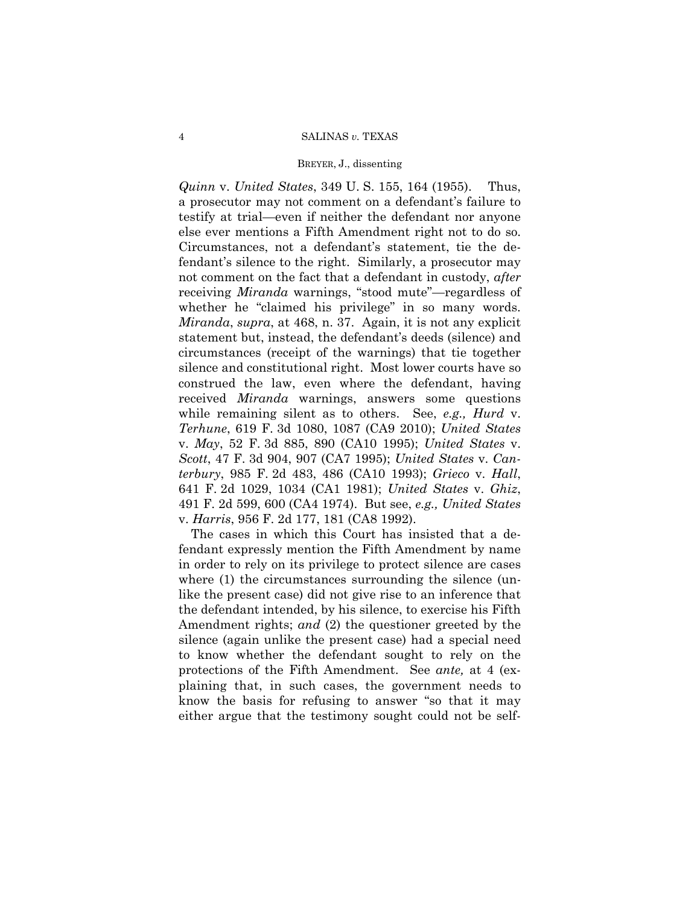*Quinn* v. *United States*, 349 U. S. 155, 164 (1955). Thus, a prosecutor may not comment on a defendant's failure to testify at trial—even if neither the defendant nor anyone else ever mentions a Fifth Amendment right not to do so. Circumstances, not a defendant's statement, tie the defendant's silence to the right. Similarly, a prosecutor may not comment on the fact that a defendant in custody, *after* receiving *Miranda* warnings, "stood mute"—regardless of whether he "claimed his privilege" in so many words. *Miranda*, *supra*, at 468, n. 37. Again, it is not any explicit statement but, instead, the defendant's deeds (silence) and circumstances (receipt of the warnings) that tie together silence and constitutional right. Most lower courts have so construed the law, even where the defendant, having received *Miranda* warnings, answers some questions while remaining silent as to others. See, *e.g., Hurd* v. *Terhune*, 619 F. 3d 1080, 1087 (CA9 2010); *United States* v. *May*, 52 F. 3d 885, 890 (CA10 1995); *United States* v. *Scott*, 47 F. 3d 904, 907 (CA7 1995); *United States* v. *Canterbury*, 985 F. 2d 483, 486 (CA10 1993); *Grieco* v. *Hall*, 641 F. 2d 1029, 1034 (CA1 1981); *United States* v. *Ghiz*, 491 F. 2d 599, 600 (CA4 1974). But see, *e.g., United States* v. *Harris*, 956 F. 2d 177, 181 (CA8 1992).

The cases in which this Court has insisted that a defendant expressly mention the Fifth Amendment by name in order to rely on its privilege to protect silence are cases where (1) the circumstances surrounding the silence (unlike the present case) did not give rise to an inference that the defendant intended, by his silence, to exercise his Fifth Amendment rights; *and* (2) the questioner greeted by the silence (again unlike the present case) had a special need to know whether the defendant sought to rely on the protections of the Fifth Amendment. See *ante,* at 4 (explaining that, in such cases, the government needs to know the basis for refusing to answer "so that it may either argue that the testimony sought could not be self-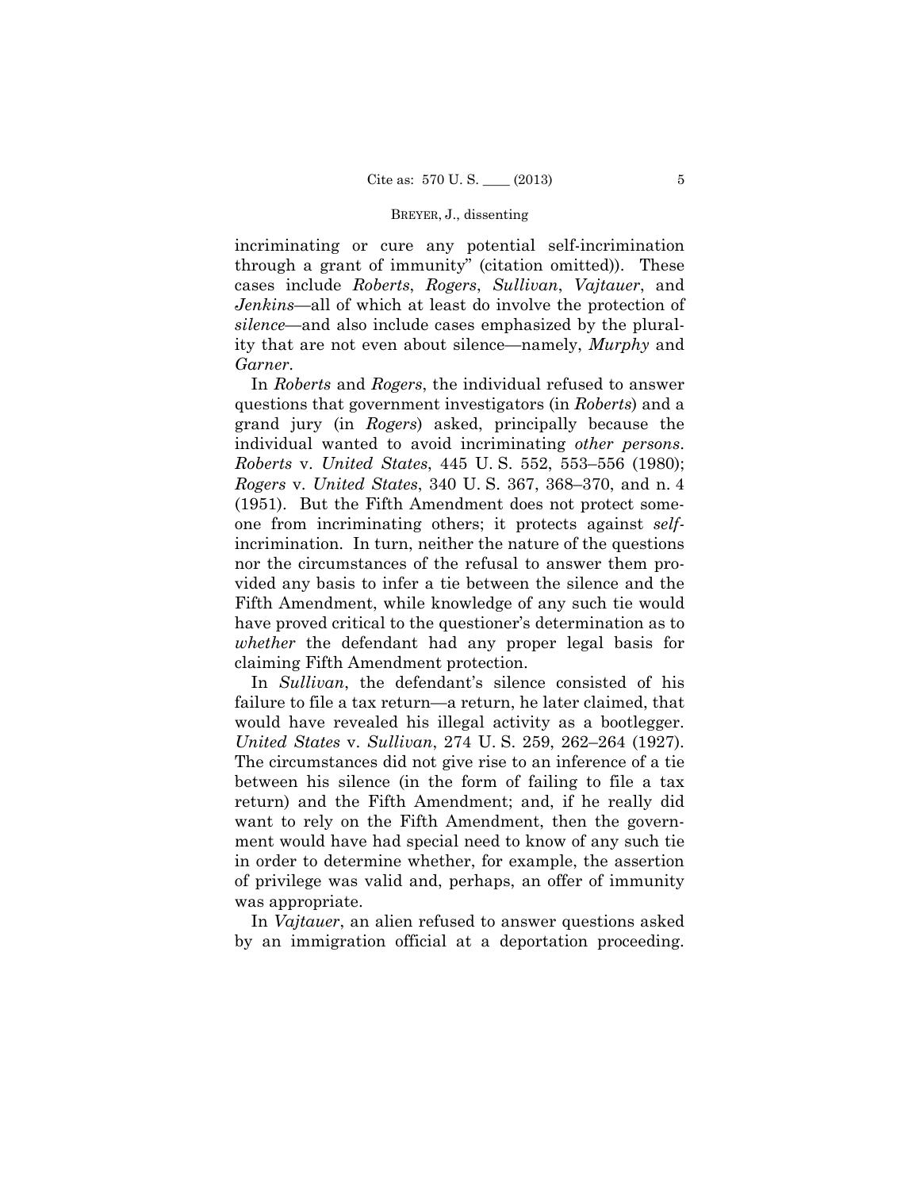incriminating or cure any potential self-incrimination through a grant of immunity" (citation omitted)). These cases include *Roberts*, *Rogers*, *Sullivan*, *Vajtauer*, and *Jenkins*—all of which at least do involve the protection of *silence*—and also include cases emphasized by the plurality that are not even about silence—namely, *Murphy* and *Garner*.

In *Roberts* and *Rogers*, the individual refused to answer questions that government investigators (in *Roberts*) and a grand jury (in *Rogers*) asked, principally because the individual wanted to avoid incriminating *other persons*. *Roberts* v. *United States*, 445 U. S. 552, 553–556 (1980); *Rogers* v. *United States*, 340 U. S. 367, 368–370, and n. 4 (1951). But the Fifth Amendment does not protect someone from incriminating others; it protects against *self*-incrimination. In turn, neither the nature of the questions nor the circumstances of the refusal to answer them provided any basis to infer a tie between the silence and the Fifth Amendment, while knowledge of any such tie would have proved critical to the questioner's determination as to *whether* the defendant had any proper legal basis for claiming Fifth Amendment protection.

In *Sullivan*, the defendant's silence consisted of his failure to file a tax return—a return, he later claimed, that would have revealed his illegal activity as a bootlegger. *United States* v. *Sullivan*, 274 U. S. 259, 262–264 (1927). The circumstances did not give rise to an inference of a tie between his silence (in the form of failing to file a tax return) and the Fifth Amendment; and, if he really did want to rely on the Fifth Amendment, then the government would have had special need to know of any such tie in order to determine whether, for example, the assertion of privilege was valid and, perhaps, an offer of immunity was appropriate.

In *Vajtauer*, an alien refused to answer questions asked by an immigration official at a deportation proceeding.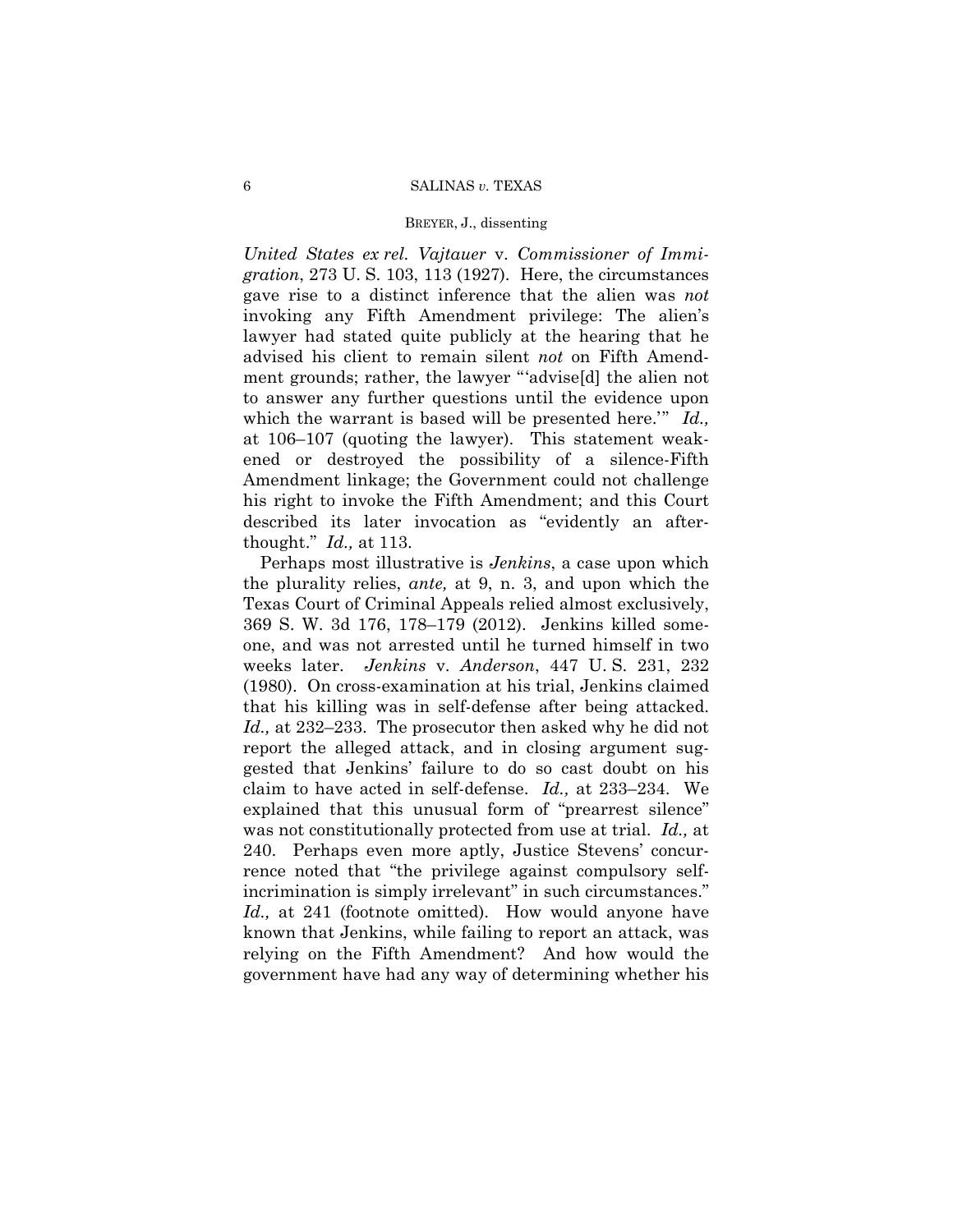*United States ex rel. Vajtauer* v. *Commissioner of Immigration*, 273 U. S. 103, 113 (1927). Here, the circumstances gave rise to a distinct inference that the alien was *not* invoking any Fifth Amendment privilege: The alien's lawyer had stated quite publicly at the hearing that he advised his client to remain silent *not* on Fifth Amendment grounds; rather, the lawyer "'advise[d] the alien not to answer any further questions until the evidence upon which the warrant is based will be presented here.'" *Id.,* at 106–107 (quoting the lawyer). This statement weakened or destroyed the possibility of a silence-Fifth Amendment linkage; the Government could not challenge his right to invoke the Fifth Amendment; and this Court described its later invocation as "evidently an afterthought." *Id.,* at 113.

Perhaps most illustrative is *Jenkins*, a case upon which the plurality relies, *ante,* at 9, n. 3, and upon which the Texas Court of Criminal Appeals relied almost exclusively, 369 S. W. 3d 176, 178–179 (2012). Jenkins killed someone, and was not arrested until he turned himself in two weeks later. *Jenkins* v. *Anderson*, 447 U. S. 231, 232 (1980). On cross-examination at his trial, Jenkins claimed that his killing was in self-defense after being attacked. *Id.,* at 232–233. The prosecutor then asked why he did not report the alleged attack, and in closing argument suggested that Jenkins' failure to do so cast doubt on his claim to have acted in self-defense. *Id.,* at 233–234. We explained that this unusual form of "prearrest silence" was not constitutionally protected from use at trial. *Id.,* at 240. Perhaps even more aptly, Justice Stevens' concurrence noted that "the privilege against compulsory self-incrimination is simply irrelevant" in such circumstances." *Id.,* at 241 (footnote omitted). How would anyone have known that Jenkins, while failing to report an attack, was relying on the Fifth Amendment? And how would the government have had any way of determining whether his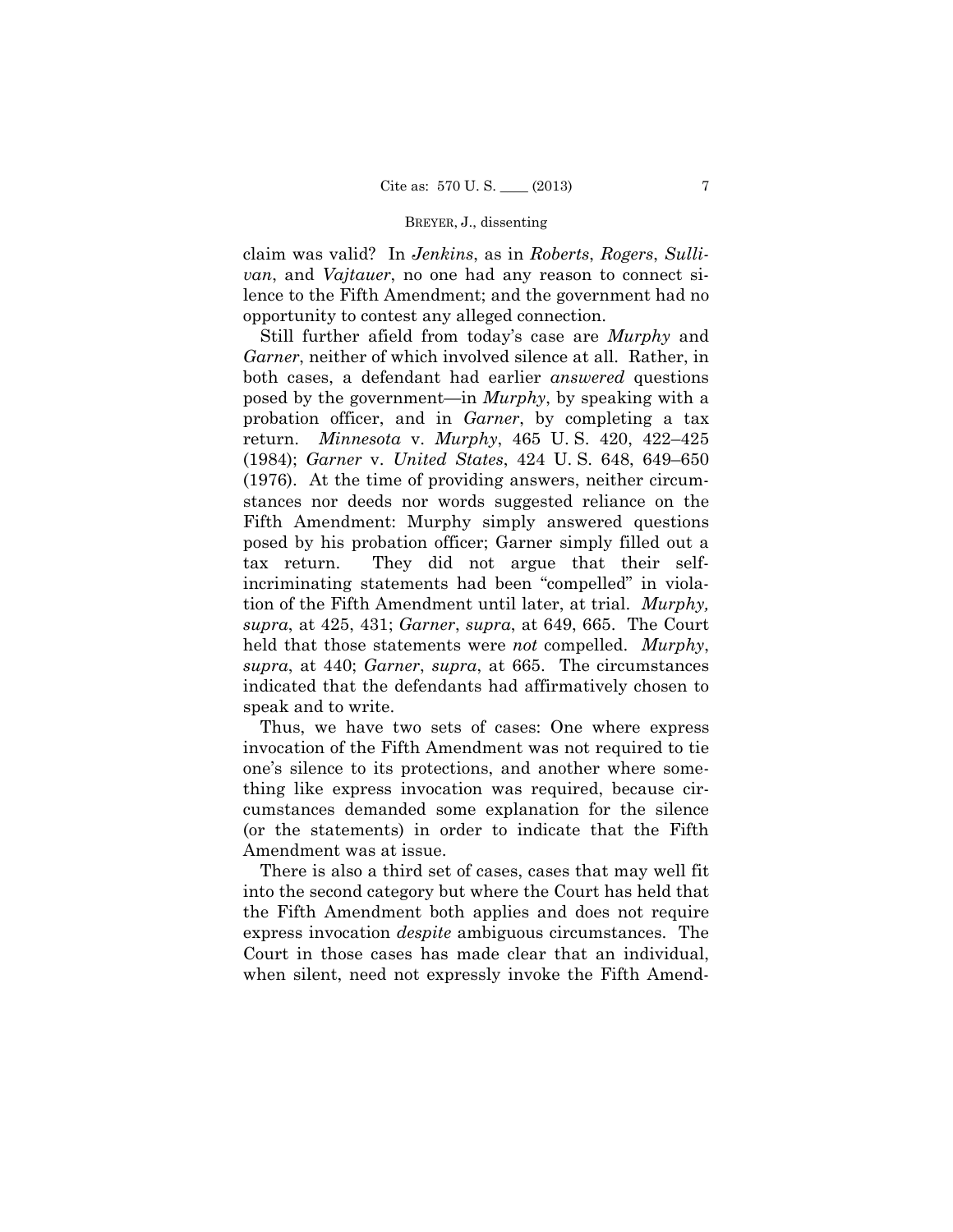claim was valid? In *Jenkins*, as in *Roberts*, *Rogers*, *Sullivan*, and *Vajtauer*, no one had any reason to connect silence to the Fifth Amendment; and the government had no opportunity to contest any alleged connection.

Still further afield from today's case are *Murphy* and *Garner*, neither of which involved silence at all. Rather, in both cases, a defendant had earlier *answered* questions posed by the government—in *Murphy*, by speaking with a probation officer, and in *Garner*, by completing a tax return. *Minnesota* v. *Murphy*, 465 U. S. 420, 422–425 (1984); *Garner* v. *United States*, 424 U. S. 648, 649–650 (1976). At the time of providing answers, neither circumstances nor deeds nor words suggested reliance on the Fifth Amendment: Murphy simply answered questions posed by his probation officer; Garner simply filled out a tax return. They did not argue that their self-incriminating statements had been "compelled" in violation of the Fifth Amendment until later, at trial. *Murphy, supra*, at 425, 431; *Garner*, *supra*, at 649, 665. The Court held that those statements were *not* compelled. *Murphy*, *supra*, at 440; *Garner*, *supra*, at 665. The circumstances indicated that the defendants had affirmatively chosen to speak and to write.

Thus, we have two sets of cases: One where express invocation of the Fifth Amendment was not required to tie one's silence to its protections, and another where something like express invocation was required, because circumstances demanded some explanation for the silence (or the statements) in order to indicate that the Fifth Amendment was at issue.

There is also a third set of cases, cases that may well fit into the second category but where the Court has held that the Fifth Amendment both applies and does not require express invocation *despite* ambiguous circumstances. The Court in those cases has made clear that an individual, when silent, need not expressly invoke the Fifth Amend-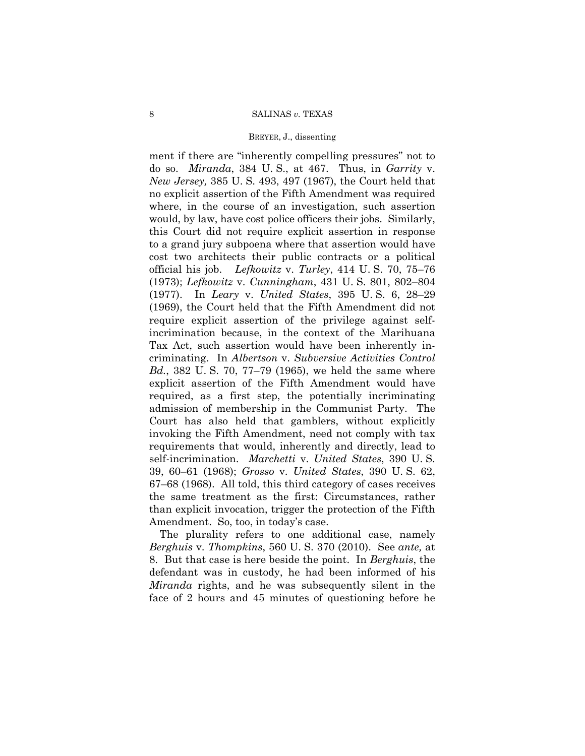ment if there are "inherently compelling pressures" not to do so. *Miranda*, 384 U. S., at 467. Thus, in *Garrity* v. *New Jersey,* 385 U. S. 493, 497 (1967), the Court held that no explicit assertion of the Fifth Amendment was required where, in the course of an investigation, such assertion would, by law, have cost police officers their jobs. Similarly, this Court did not require explicit assertion in response to a grand jury subpoena where that assertion would have cost two architects their public contracts or a political official his job. *Lefkowitz* v. *Turley*, 414 U. S. 70, 75–76 (1973); *Lefkowitz* v. *Cunningham*, 431 U. S. 801, 802–804 (1977). In *Leary* v. *United States*, 395 U. S. 6, 28–29 (1969), the Court held that the Fifth Amendment did not require explicit assertion of the privilege against self-incrimination because, in the context of the Marihuana Tax Act, such assertion would have been inherently incriminating. In *Albertson* v. *Subversive Activities Control Bd.*, 382 U. S. 70, 77–79 (1965), we held the same where explicit assertion of the Fifth Amendment would have required, as a first step, the potentially incriminating admission of membership in the Communist Party. The Court has also held that gamblers, without explicitly invoking the Fifth Amendment, need not comply with tax requirements that would, inherently and directly, lead to self-incrimination. *Marchetti* v. *United States*, 390 U. S. 39, 60–61 (1968); *Grosso* v. *United States*, 390 U. S. 62, 67–68 (1968). All told, this third category of cases receives the same treatment as the first: Circumstances, rather than explicit invocation, trigger the protection of the Fifth Amendment. So, too, in today's case.

The plurality refers to one additional case, namely *Berghuis* v. *Thompkins*, 560 U. S. 370 (2010). See *ante,* at 8. But that case is here beside the point. In *Berghuis*, the defendant was in custody, he had been informed of his *Miranda* rights, and he was subsequently silent in the face of 2 hours and 45 minutes of questioning before he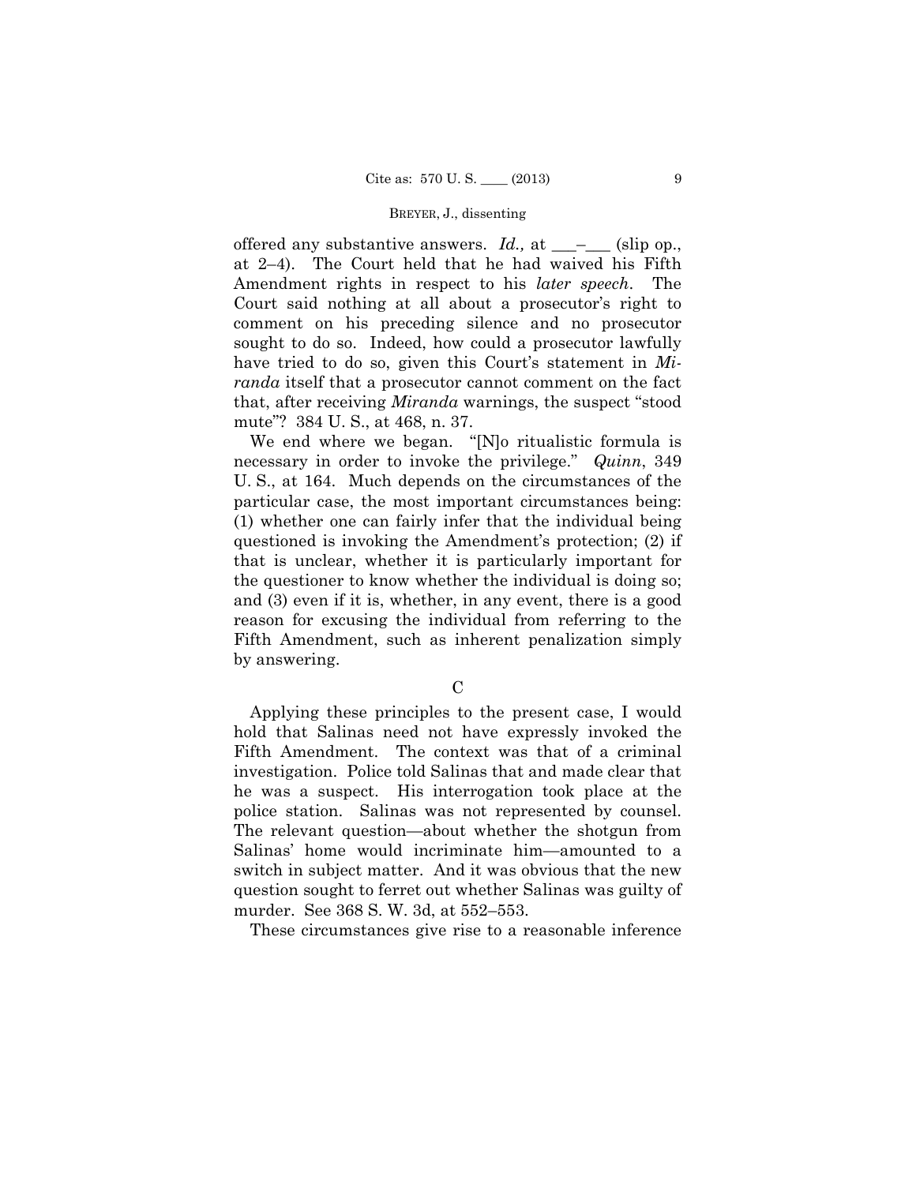offered any substantive answers. *Id.,* at \_\_\_–\_\_\_ (slip op., at 2–4). The Court held that he had waived his Fifth Amendment rights in respect to his *later speech*. The Court said nothing at all about a prosecutor's right to comment on his preceding silence and no prosecutor sought to do so. Indeed, how could a prosecutor lawfully have tried to do so, given this Court's statement in *Miranda* itself that a prosecutor cannot comment on the fact that, after receiving *Miranda* warnings, the suspect "stood mute"? 384 U. S., at 468, n. 37.

We end where we began. "[N]o ritualistic formula is necessary in order to invoke the privilege." *Quinn*, 349 U. S., at 164. Much depends on the circumstances of the particular case, the most important circumstances being: (1) whether one can fairly infer that the individual being questioned is invoking the Amendment's protection; (2) if that is unclear, whether it is particularly important for the questioner to know whether the individual is doing so; and (3) even if it is, whether, in any event, there is a good reason for excusing the individual from referring to the Fifth Amendment, such as inherent penalization simply by answering.

C

Applying these principles to the present case, I would hold that Salinas need not have expressly invoked the Fifth Amendment. The context was that of a criminal investigation. Police told Salinas that and made clear that he was a suspect. His interrogation took place at the police station. Salinas was not represented by counsel. The relevant question—about whether the shotgun from Salinas' home would incriminate him—amounted to a switch in subject matter. And it was obvious that the new question sought to ferret out whether Salinas was guilty of murder. See 368 S. W. 3d, at 552–553.

These circumstances give rise to a reasonable inference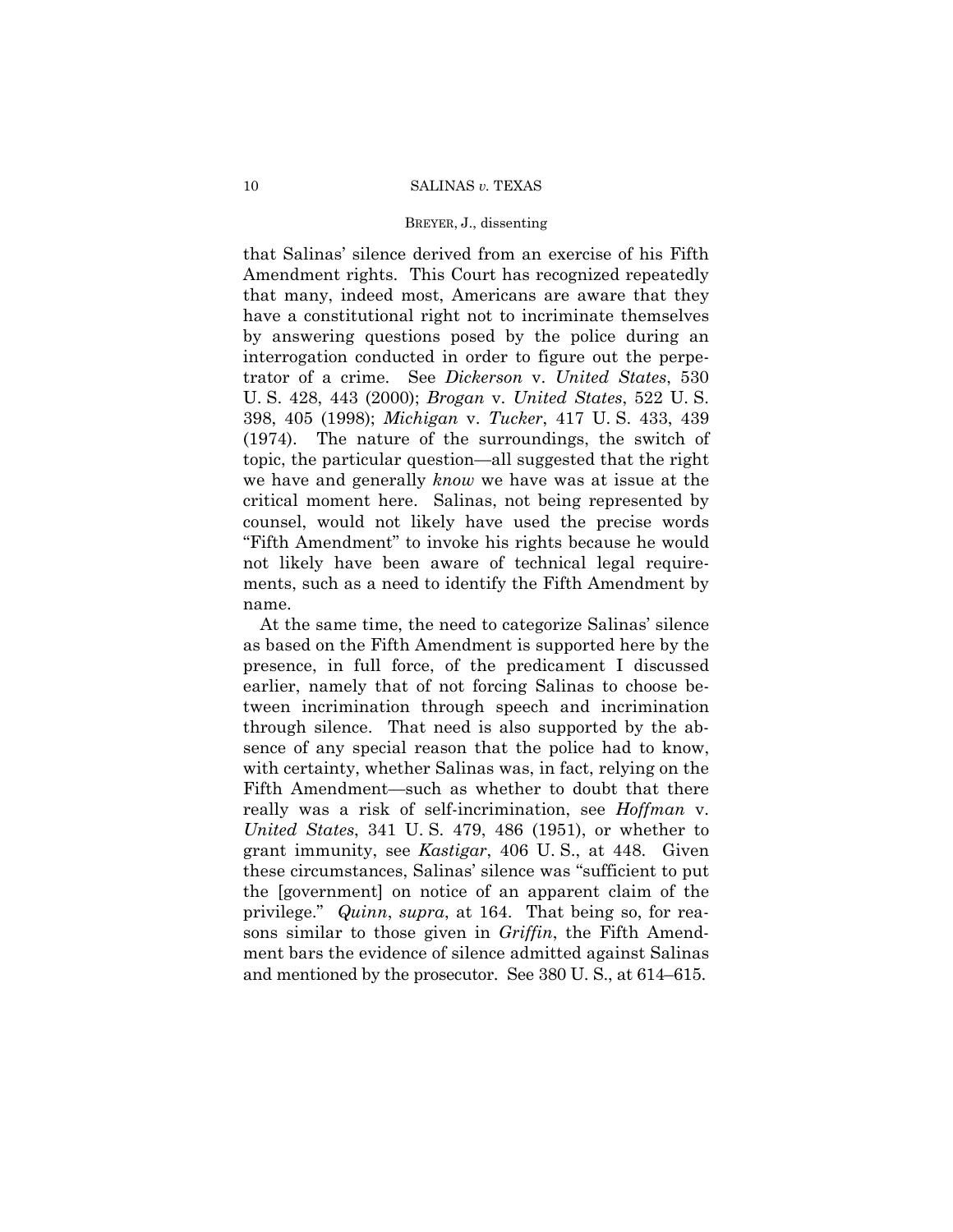that Salinas' silence derived from an exercise of his Fifth Amendment rights. This Court has recognized repeatedly that many, indeed most, Americans are aware that they have a constitutional right not to incriminate themselves by answering questions posed by the police during an interrogation conducted in order to figure out the perpetrator of a crime. See *Dickerson* v. *United States*, 530 U. S. 428, 443 (2000); *Brogan* v. *United States*, 522 U. S. 398, 405 (1998); *Michigan* v. *Tucker*, 417 U. S. 433, 439 (1974). The nature of the surroundings, the switch of topic, the particular question—all suggested that the right we have and generally *know* we have was at issue at the critical moment here. Salinas, not being represented by counsel, would not likely have used the precise words "Fifth Amendment" to invoke his rights because he would not likely have been aware of technical legal requirements, such as a need to identify the Fifth Amendment by name.

At the same time, the need to categorize Salinas' silence as based on the Fifth Amendment is supported here by the presence, in full force, of the predicament I discussed earlier, namely that of not forcing Salinas to choose between incrimination through speech and incrimination through silence. That need is also supported by the absence of any special reason that the police had to know, with certainty, whether Salinas was, in fact, relying on the Fifth Amendment—such as whether to doubt that there really was a risk of self-incrimination, see *Hoffman* v. *United States*, 341 U. S. 479, 486 (1951), or whether to grant immunity, see *Kastigar*, 406 U. S., at 448. Given these circumstances, Salinas' silence was "sufficient to put the [government] on notice of an apparent claim of the privilege." *Quinn*, *supra*, at 164. That being so, for reasons similar to those given in *Griffin*, the Fifth Amendment bars the evidence of silence admitted against Salinas and mentioned by the prosecutor. See 380 U. S., at 614–615.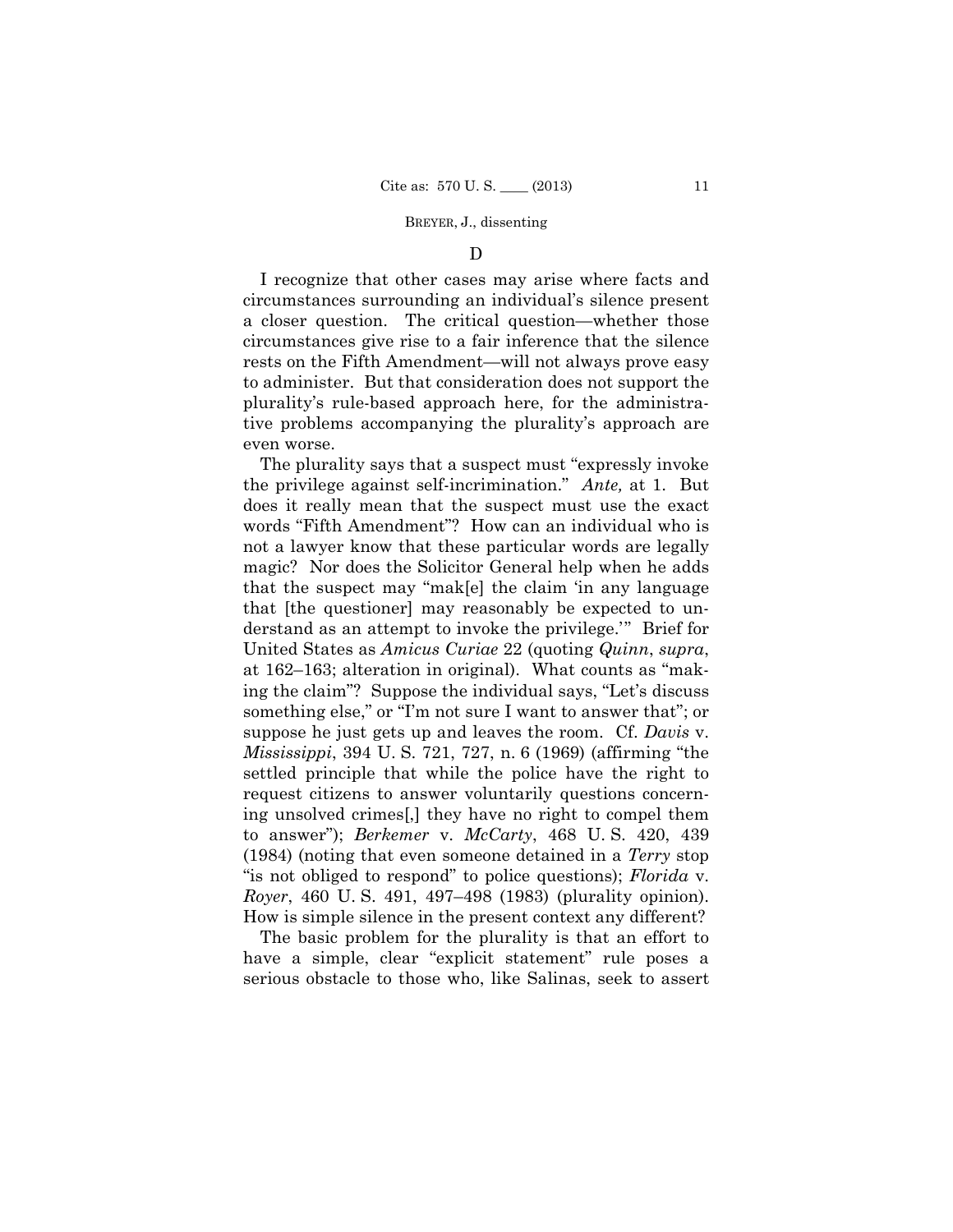### D

I recognize that other cases may arise where facts and circumstances surrounding an individual's silence present a closer question. The critical question—whether those circumstances give rise to a fair inference that the silence rests on the Fifth Amendment—will not always prove easy to administer. But that consideration does not support the plurality's rule-based approach here, for the administrative problems accompanying the plurality's approach are even worse.

The plurality says that a suspect must "expressly invoke the privilege against self-incrimination." *Ante,* at 1. But does it really mean that the suspect must use the exact words "Fifth Amendment"? How can an individual who is not a lawyer know that these particular words are legally magic? Nor does the Solicitor General help when he adds that the suspect may "mak[e] the claim 'in any language that [the questioner] may reasonably be expected to understand as an attempt to invoke the privilege.'" Brief for United States as *Amicus Curiae* 22 (quoting *Quinn*, *supra*, at 162–163; alteration in original). What counts as "making the claim"? Suppose the individual says, "Let's discuss something else," or "I'm not sure I want to answer that"; or suppose he just gets up and leaves the room. Cf. *Davis* v. *Mississippi*, 394 U. S. 721, 727, n. 6 (1969) (affirming "the settled principle that while the police have the right to request citizens to answer voluntarily questions concerning unsolved crimes[,] they have no right to compel them to answer"); *Berkemer* v. *McCarty*, 468 U. S. 420, 439 (1984) (noting that even someone detained in a *Terry* stop "is not obliged to respond" to police questions); *Florida* v. *Royer*, 460 U. S. 491, 497–498 (1983) (plurality opinion). How is simple silence in the present context any different?

The basic problem for the plurality is that an effort to have a simple, clear "explicit statement" rule poses a serious obstacle to those who, like Salinas, seek to assert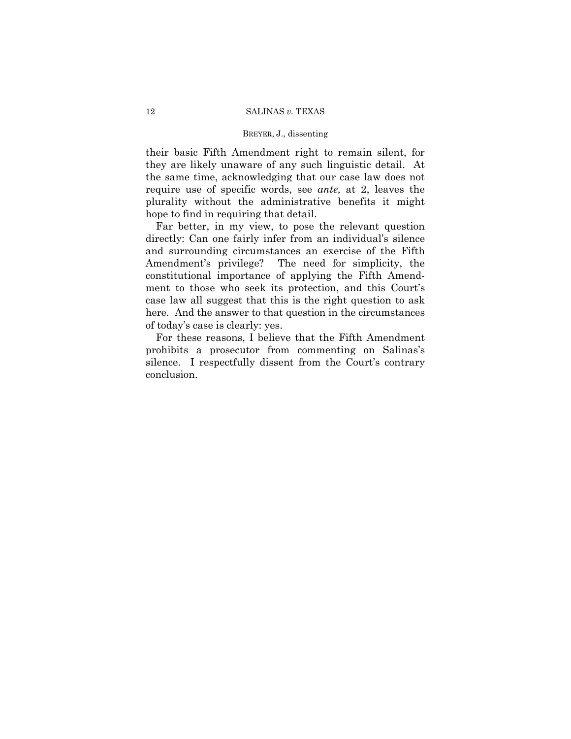their basic Fifth Amendment right to remain silent, for they are likely unaware of any such linguistic detail. At the same time, acknowledging that our case law does not require use of specific words, see *ante,* at 2, leaves the plurality without the administrative benefits it might hope to find in requiring that detail.

Far better, in my view, to pose the relevant question directly: Can one fairly infer from an individual's silence and surrounding circumstances an exercise of the Fifth Amendment's privilege? The need for simplicity, the constitutional importance of applying the Fifth Amendment to those who seek its protection, and this Court's case law all suggest that this is the right question to ask here. And the answer to that question in the circumstances of today's case is clearly: yes.

For these reasons, I believe that the Fifth Amendment prohibits a prosecutor from commenting on Salinas's silence. I respectfully dissent from the Court's contrary conclusion.